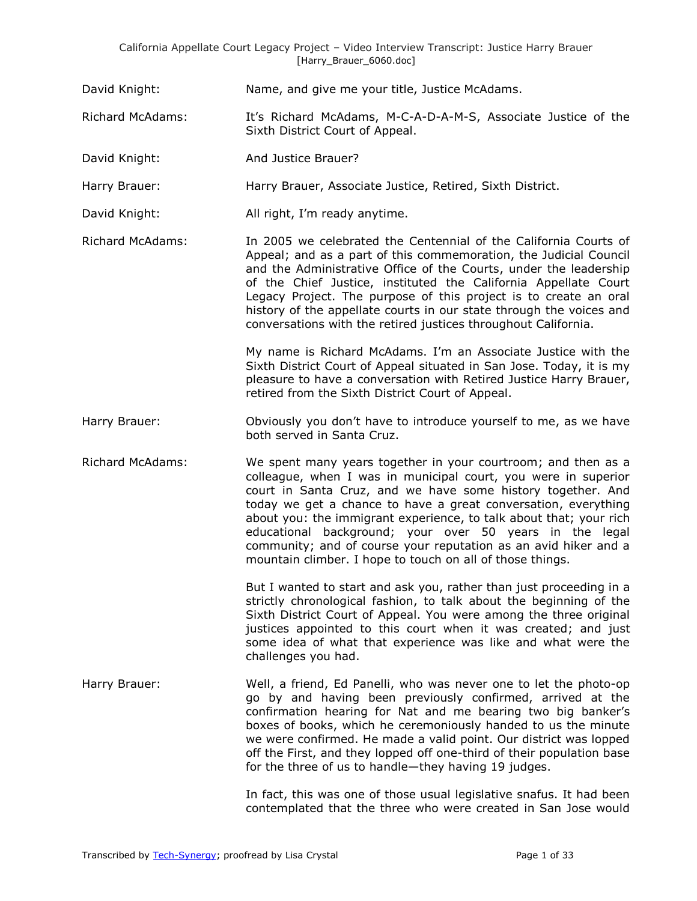David Knight: Name, and give me your title, Justice McAdams.

Richard McAdams: It's Richard McAdams, M-C-A-D-A-M-S, Associate Justice of the Sixth District Court of Appeal.

David Knight: And Justice Brauer?

Harry Brauer: Harry Brauer, Associate Justice, Retired, Sixth District.

David Knight: All right, I'm ready anytime.

Richard McAdams: In 2005 we celebrated the Centennial of the California Courts of Appeal; and as a part of this commemoration, the Judicial Council and the Administrative Office of the Courts, under the leadership of the Chief Justice, instituted the California Appellate Court Legacy Project. The purpose of this project is to create an oral history of the appellate courts in our state through the voices and conversations with the retired justices throughout California.

My name is Richard McAdams. I'm an Associate Justice with the Sixth District Court of Appeal situated in San Jose. Today, it is my pleasure to have a conversation with Retired Justice Harry Brauer, retired from the Sixth District Court of Appeal.

Harry Brauer: Obviously you don't have to introduce yourself to me, as we have both served in Santa Cruz.

Richard McAdams: We spent many years together in your courtroom; and then as a colleague, when I was in municipal court, you were in superior court in Santa Cruz, and we have some history together. And today we get a chance to have a great conversation, everything about you: the immigrant experience, to talk about that; your rich educational background; your over 50 years in the legal community; and of course your reputation as an avid hiker and a mountain climber. I hope to touch on all of those things.

But I wanted to start and ask you, rather than just proceeding in a strictly chronological fashion, to talk about the beginning of the Sixth District Court of Appeal. You were among the three original justices appointed to this court when it was created; and just some idea of what that experience was like and what were the challenges you had.

Harry Brauer: Well, a friend, Ed Panelli, who was never one to let the photo-op go by and having been previously confirmed, arrived at the confirmation hearing for Nat and me bearing two big banker's boxes of books, which he ceremoniously handed to us the minute we were confirmed. He made a valid point. Our district was lopped off the First, and they lopped off one-third of their population base for the three of us to handle—they having 19 judges.

In fact, this was one of those usual legislative snafus. It had been contemplated that the three who were created in San Jose would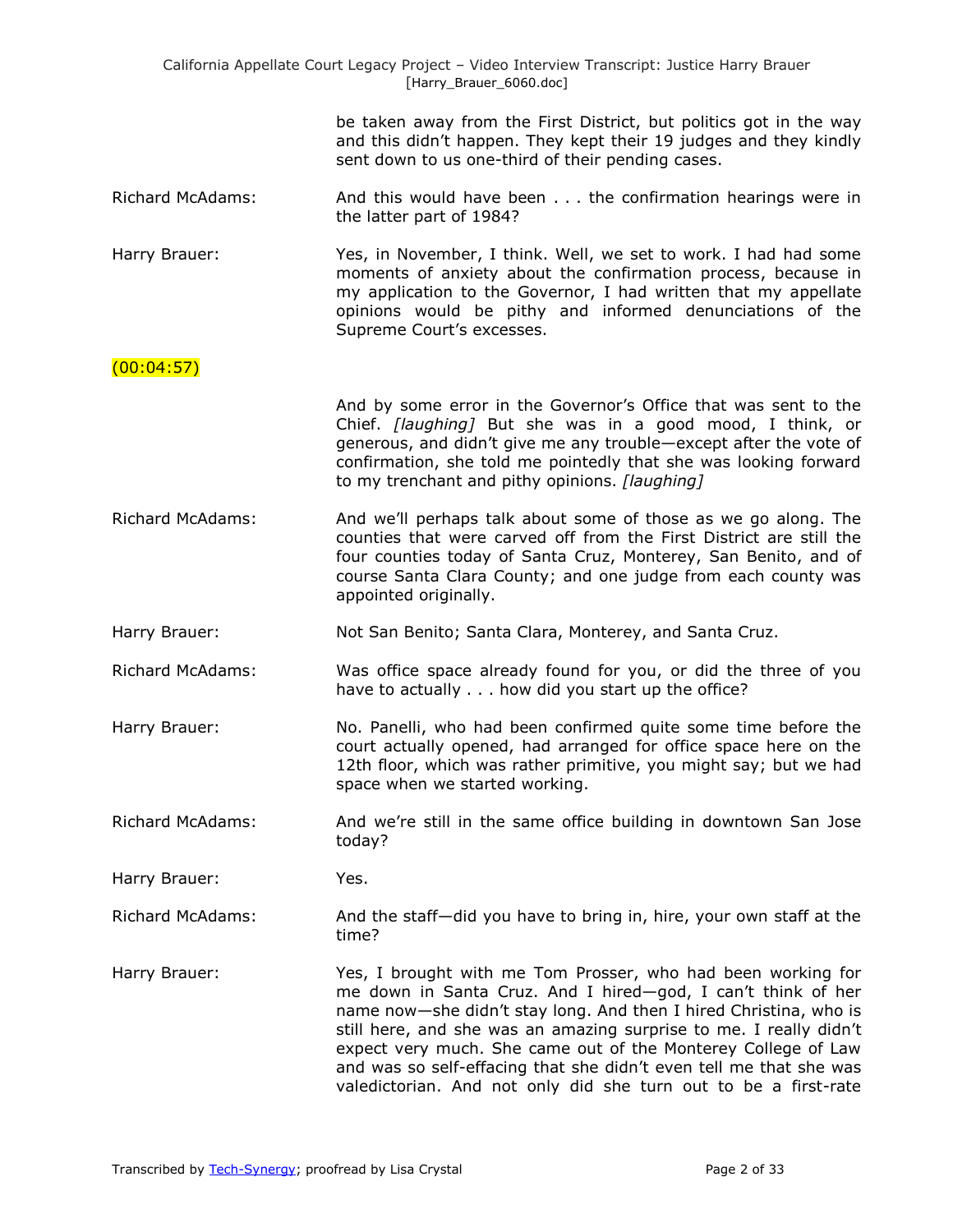be taken away from the First District, but politics got in the way and this didn't happen. They kept their 19 judges and they kindly sent down to us one-third of their pending cases.

**Richard McAdams:** And this would have been . . . the confirmation hearings were in the latter part of 1984?

**Harry Brauer:** Yes, in November, I think. Well, we set to work. I had had some moments of anxiety about the confirmation process, because in my application to the Governor, I had written that my appellate opinions would be pithy and informed denunciations of the Supreme Court's excesses.

(00:04:57)

And by some error in the Governor's Office that was sent to the Chief. *[laughing]* But she was in a good mood, I think, or generous, and didn't give me any trouble—except after the vote of confirmation, she told me pointedly that she was looking forward to my trenchant and pithy opinions. *[laughing]*

**Richard McAdams:** And we'll perhaps talk about some of those as we go along. The counties that were carved off from the First District are still the four counties today of Santa Cruz, Monterey, San Benito, and of course Santa Clara County; and one judge from each county was appointed originally.

**Harry Brauer:** Not San Benito; Santa Clara, Monterey, and Santa Cruz.

**Richard McAdams:** Was office space already found for you, or did the three of you have to actually . . . how did you start up the office?

**Harry Brauer:** No. Panelli, who had been confirmed quite some time before the court actually opened, had arranged for office space here on the 12th floor, which was rather primitive, you might say; but we had space when we started working.

**Richard McAdams:** And we're still in the same office building in downtown San Jose today?

**Harry Brauer:** Yes.

**Richard McAdams:** And the staff—did you have to bring in, hire, your own staff at the time?

**Harry Brauer:** Yes, I brought with me Tom Prosser, who had been working for me down in Santa Cruz. And I hired—god, I can't think of her name now—she didn't stay long. And then I hired Christina, who is still here, and she was an amazing surprise to me. I really didn't expect very much. She came out of the Monterey College of Law and was so self-effacing that she didn't even tell me that she was valedictorian. And not only did she turn out to be a first-rate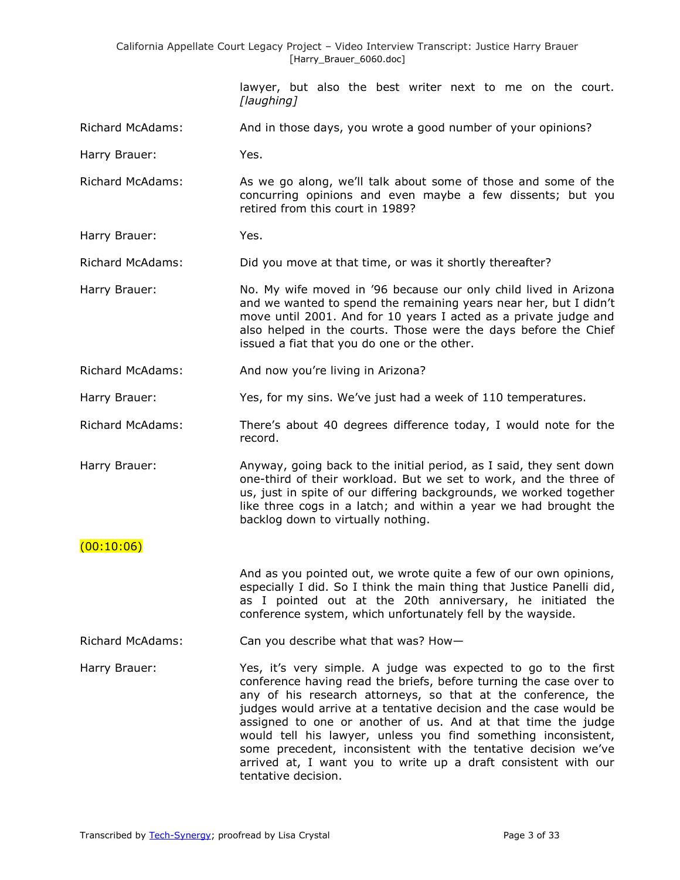lawyer, but also the best writer next to me on the court. *[laughing]*

**Richard McAdams:** And in those days, you wrote a good number of your opinions?

**Harry Brauer:** Yes.

**Richard McAdams:** As we go along, we'll talk about some of those and some of the concurring opinions and even maybe a few dissents; but you retired from this court in 1989?

**Harry Brauer:** Yes.

**Richard McAdams:** Did you move at that time, or was it shortly thereafter?

**Harry Brauer:** No. My wife moved in '96 because our only child lived in Arizona and we wanted to spend the remaining years near her, but I didn't move until 2001. And for 10 years I acted as a private judge and also helped in the courts. Those were the days before the Chief issued a fiat that you do one or the other.

**Richard McAdams:** And now you're living in Arizona?

**Harry Brauer:** Yes, for my sins. We've just had a week of 110 temperatures.

**Richard McAdams:** There's about 40 degrees difference today, I would note for the record.

**Harry Brauer:** Anyway, going back to the initial period, as I said, they sent down one-third of their workload. But we set to work, and the three of us, just in spite of our differing backgrounds, we worked together like three cogs in a latch; and within a year we had brought the backlog down to virtually nothing.

(00:10:06)

And as you pointed out, we wrote quite a few of our own opinions, especially I did. So I think the main thing that Justice Panelli did, as I pointed out at the 20th anniversary, he initiated the conference system, which unfortunately fell by the wayside.

**Richard McAdams:** Can you describe what that was? How—

**Harry Brauer:** Yes, it's very simple. A judge was expected to go to the first conference having read the briefs, before turning the case over to any of his research attorneys, so that at the conference, the judges would arrive at a tentative decision and the case would be assigned to one or another of us. And at that time the judge would tell his lawyer, unless you find something inconsistent, some precedent, inconsistent with the tentative decision we've arrived at, I want you to write up a draft consistent with our tentative decision.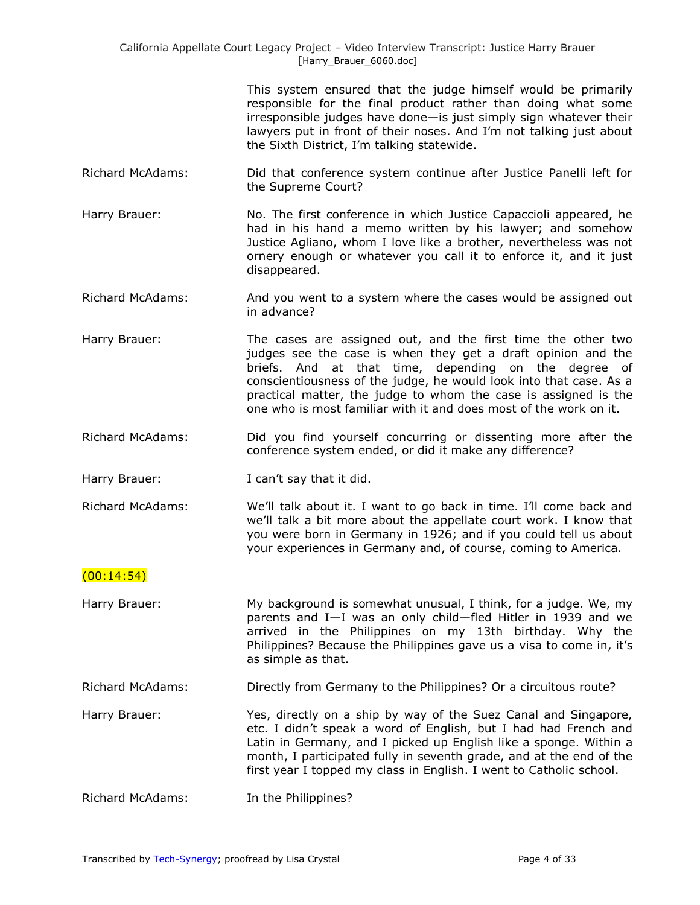This system ensured that the judge himself would be primarily responsible for the final product rather than doing what some irresponsible judges have done—is just simply sign whatever their lawyers put in front of their noses. And I'm not talking just about the Sixth District, I'm talking statewide.

**Richard McAdams:** Did that conference system continue after Justice Panelli left for the Supreme Court?

**Harry Brauer:** No. The first conference in which Justice Capaccioli appeared, he had in his hand a memo written by his lawyer; and somehow Justice Agliano, whom I love like a brother, nevertheless was not ornery enough or whatever you call it to enforce it, and it just disappeared.

**Richard McAdams:** And you went to a system where the cases would be assigned out in advance?

**Harry Brauer:** The cases are assigned out, and the first time the other two judges see the case is when they get a draft opinion and the briefs. And at that time, depending on the degree of conscientiousness of the judge, he would look into that case. As a practical matter, the judge to whom the case is assigned is the one who is most familiar with it and does most of the work on it.

**Richard McAdams:** Did you find yourself concurring or dissenting more after the conference system ended, or did it make any difference?

**Harry Brauer:** I can't say that it did.

**Richard McAdams:** We'll talk about it. I want to go back in time. I'll come back and we'll talk a bit more about the appellate court work. I know that you were born in Germany in 1926; and if you could tell us about your experiences in Germany and, of course, coming to America.

(00:14:54)

**Harry Brauer:** My background is somewhat unusual, I think, for a judge. We, my parents and I—I was an only child—fled Hitler in 1939 and we arrived in the Philippines on my 13th birthday. Why the Philippines? Because the Philippines gave us a visa to come in, it's as simple as that.

**Richard McAdams:** Directly from Germany to the Philippines? Or a circuitous route?

**Harry Brauer:** Yes, directly on a ship by way of the Suez Canal and Singapore, etc. I didn't speak a word of English, but I had had French and Latin in Germany, and I picked up English like a sponge. Within a month, I participated fully in seventh grade, and at the end of the first year I topped my class in English. I went to Catholic school.

**Richard McAdams:** In the Philippines?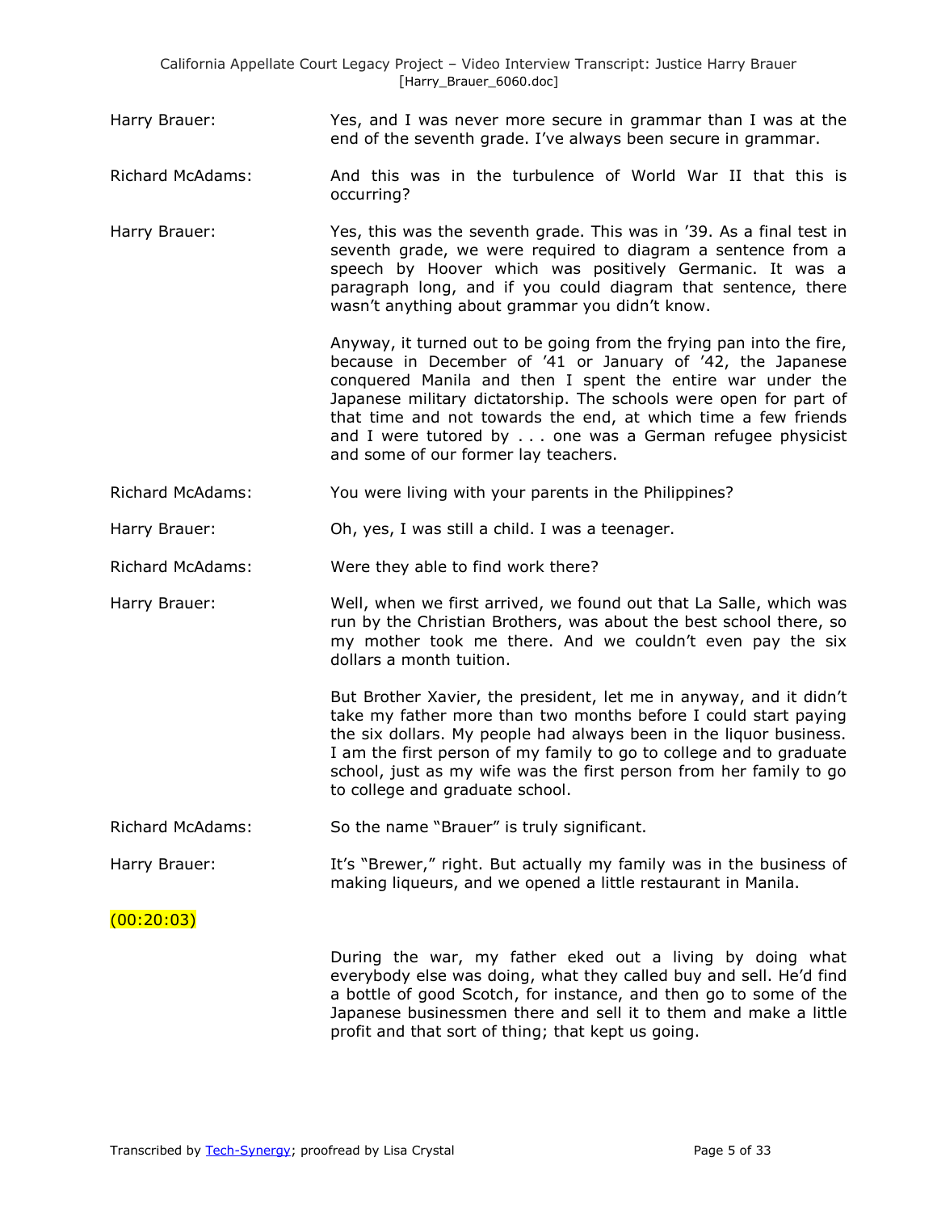**Harry Brauer:** Yes, and I was never more secure in grammar than I was at the end of the seventh grade. I've always been secure in grammar.

**Richard McAdams:** And this was in the turbulence of World War II that this is occurring?

**Harry Brauer:** Yes, this was the seventh grade. This was in '39. As a final test in seventh grade, we were required to diagram a sentence from a speech by Hoover which was positively Germanic. It was a paragraph long, and if you could diagram that sentence, there wasn't anything about grammar you didn't know.

Anyway, it turned out to be going from the frying pan into the fire, because in December of '41 or January of '42, the Japanese conquered Manila and then I spent the entire war under the Japanese military dictatorship. The schools were open for part of that time and not towards the end, at which time a few friends and I were tutored by . . . one was a German refugee physicist and some of our former lay teachers.

**Richard McAdams:** You were living with your parents in the Philippines?

**Harry Brauer:** Oh, yes, I was still a child. I was a teenager.

**Richard McAdams:** Were they able to find work there?

**Harry Brauer:** Well, when we first arrived, we found out that La Salle, which was run by the Christian Brothers, was about the best school there, so my mother took me there. And we couldn't even pay the six dollars a month tuition.

But Brother Xavier, the president, let me in anyway, and it didn't take my father more than two months before I could start paying the six dollars. My people had always been in the liquor business. I am the first person of my family to go to college and to graduate school, just as my wife was the first person from her family to go to college and graduate school.

**Richard McAdams:** So the name "Brauer" is truly significant.

**Harry Brauer:** It's "Brewer," right. But actually my family was in the business of making liqueurs, and we opened a little restaurant in Manila.

(00:20:03)

During the war, my father eked out a living by doing what everybody else was doing, what they called buy and sell. He'd find a bottle of good Scotch, for instance, and then go to some of the Japanese businessmen there and sell it to them and make a little profit and that sort of thing; that kept us going.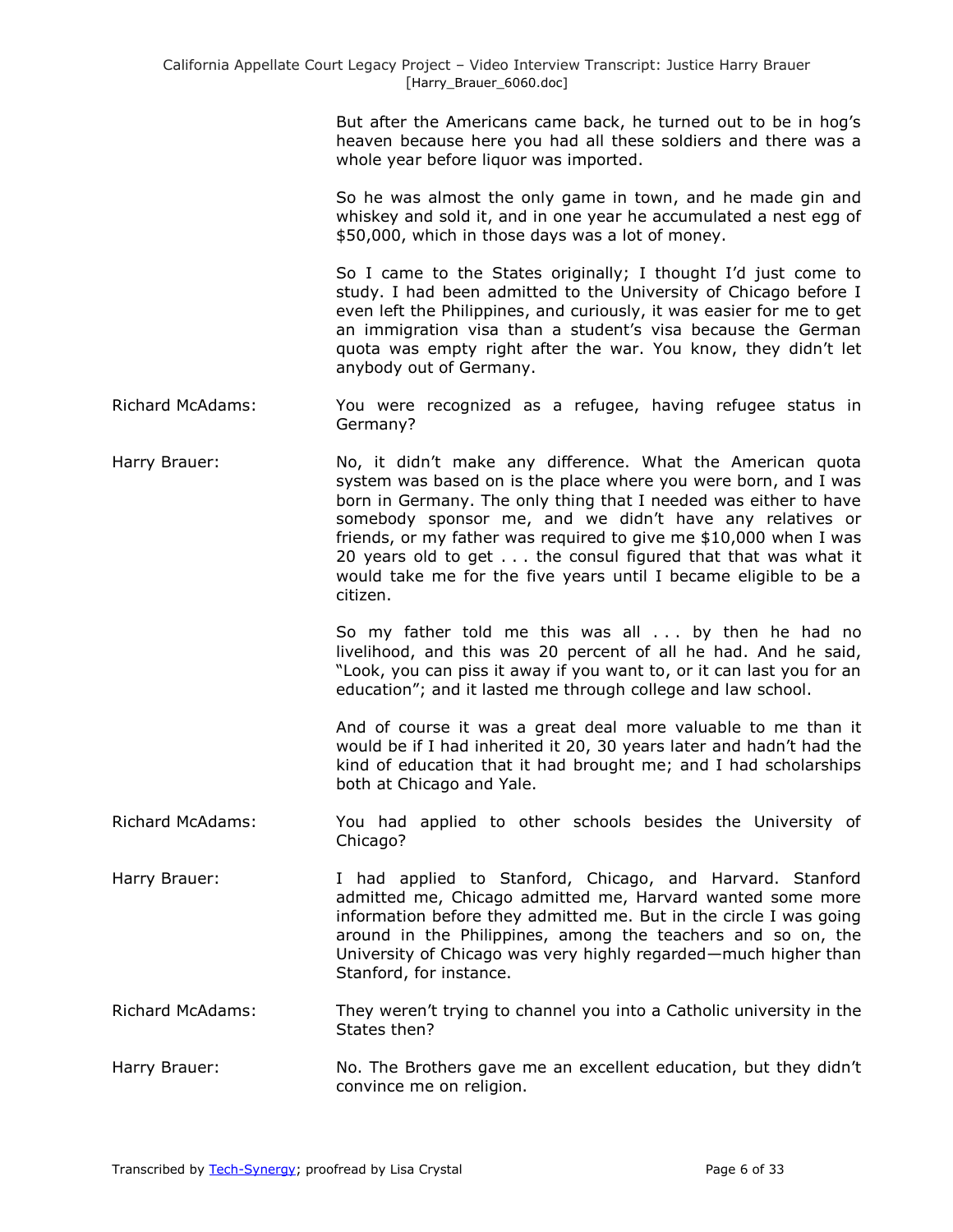But after the Americans came back, he turned out to be in hog's heaven because here you had all these soldiers and there was a whole year before liquor was imported.

So he was almost the only game in town, and he made gin and whiskey and sold it, and in one year he accumulated a nest egg of $50,000, which in those days was a lot of money.

So I came to the States originally; I thought I'd just come to study. I had been admitted to the University of Chicago before I even left the Philippines, and curiously, it was easier for me to get an immigration visa than a student's visa because the German quota was empty right after the war. You know, they didn't let anybody out of Germany.

Richard McAdams: You were recognized as a refugee, having refugee status in Germany?

Harry Brauer: No, it didn't make any difference. What the American quota system was based on is the place where you were born, and I was born in Germany. The only thing that I needed was either to have somebody sponsor me, and we didn't have any relatives or friends, or my father was required to give me $10,000 when I was 20 years old to get . . . the consul figured that that was what it would take me for the five years until I became eligible to be a citizen.

So my father told me this was all . . . by then he had no livelihood, and this was 20 percent of all he had. And he said, "Look, you can piss it away if you want to, or it can last you for an education"; and it lasted me through college and law school.

And of course it was a great deal more valuable to me than it would be if I had inherited it 20, 30 years later and hadn't had the kind of education that it had brought me; and I had scholarships both at Chicago and Yale.

Richard McAdams: You had applied to other schools besides the University of Chicago?

Harry Brauer: I had applied to Stanford, Chicago, and Harvard. Stanford admitted me, Chicago admitted me, Harvard wanted some more information before they admitted me. But in the circle I was going around in the Philippines, among the teachers and so on, the University of Chicago was very highly regarded—much higher than Stanford, for instance.

Richard McAdams: They weren't trying to channel you into a Catholic university in the States then?

Harry Brauer: No. The Brothers gave me an excellent education, but they didn't convince me on religion.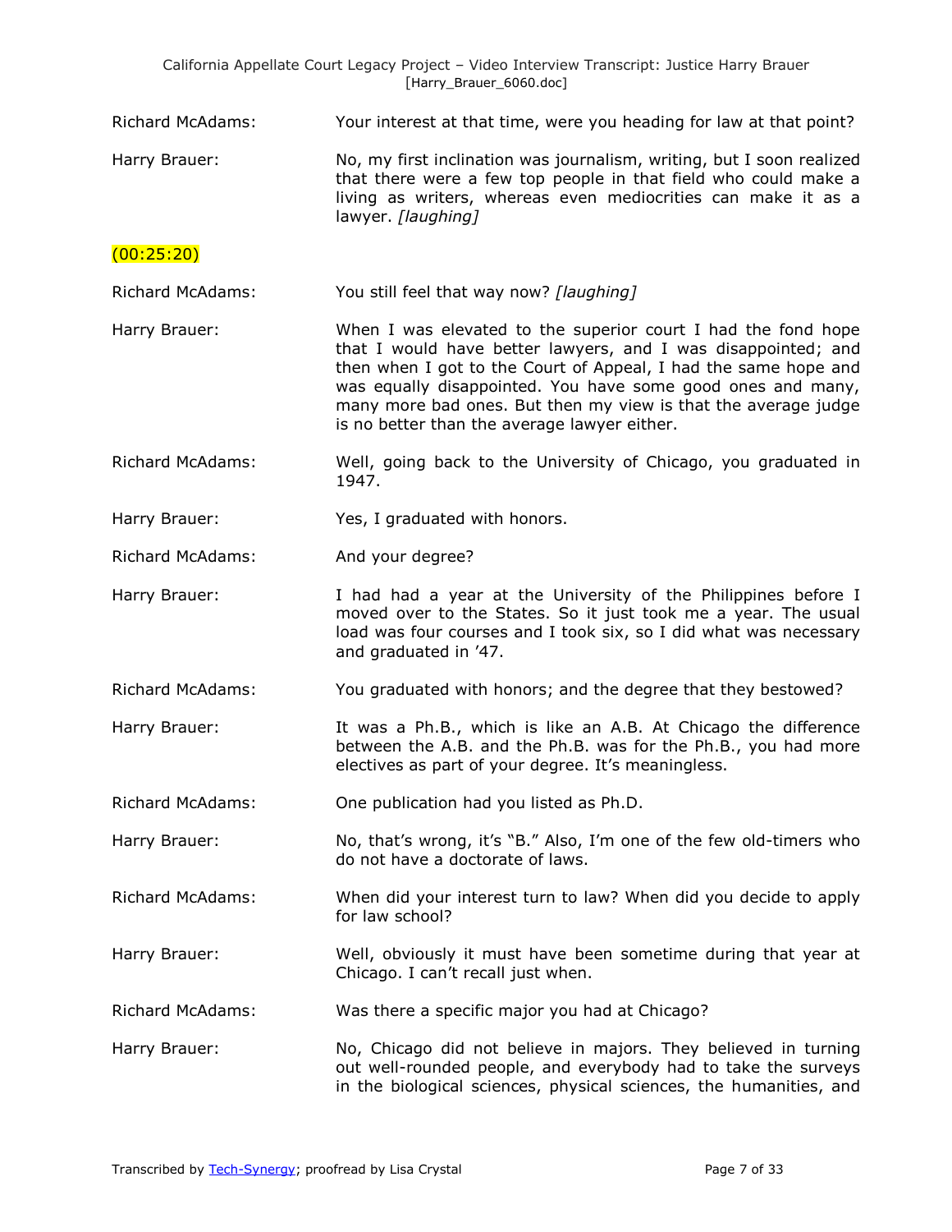Richard McAdams: Your interest at that time, were you heading for law at that point?

Harry Brauer: No, my first inclination was journalism, writing, but I soon realized that there were a few top people in that field who could make a living as writers, whereas even mediocrities can make it as a lawyer. *[laughing]*

(00:25:20)

Richard McAdams: You still feel that way now? *[laughing]*

Harry Brauer: When I was elevated to the superior court I had the fond hope that I would have better lawyers, and I was disappointed; and then when I got to the Court of Appeal, I had the same hope and was equally disappointed. You have some good ones and many, many more bad ones. But then my view is that the average judge is no better than the average lawyer either.

Richard McAdams: Well, going back to the University of Chicago, you graduated in 1947.

Harry Brauer: Yes, I graduated with honors.

Richard McAdams: And your degree?

Harry Brauer: I had had a year at the University of the Philippines before I moved over to the States. So it just took me a year. The usual load was four courses and I took six, so I did what was necessary and graduated in '47.

Richard McAdams: You graduated with honors; and the degree that they bestowed?

Harry Brauer: It was a Ph.B., which is like an A.B. At Chicago the difference between the A.B. and the Ph.B. was for the Ph.B., you had more electives as part of your degree. It's meaningless.

Richard McAdams: One publication had you listed as Ph.D.

Harry Brauer: No, that's wrong, it's "B." Also, I'm one of the few old-timers who do not have a doctorate of laws.

Richard McAdams: When did your interest turn to law? When did you decide to apply for law school?

Harry Brauer: Well, obviously it must have been sometime during that year at Chicago. I can't recall just when.

Richard McAdams: Was there a specific major you had at Chicago?

Harry Brauer: No, Chicago did not believe in majors. They believed in turning out well-rounded people, and everybody had to take the surveys in the biological sciences, physical sciences, the humanities, and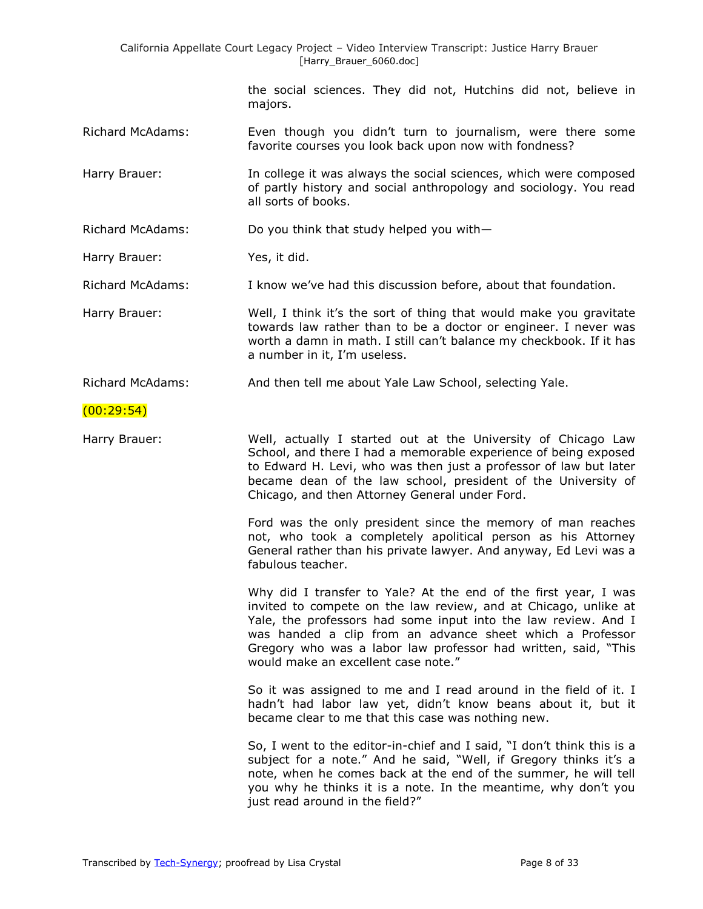the social sciences. They did not, Hutchins did not, believe in majors.

Richard McAdams: Even though you didn't turn to journalism, were there some favorite courses you look back upon now with fondness?

Harry Brauer: In college it was always the social sciences, which were composed of partly history and social anthropology and sociology. You read all sorts of books.

Richard McAdams: Do you think that study helped you with—

Harry Brauer: Yes, it did.

Richard McAdams: I know we've had this discussion before, about that foundation.

Harry Brauer: Well, I think it's the sort of thing that would make you gravitate towards law rather than to be a doctor or engineer. I never was worth a damn in math. I still can't balance my checkbook. If it has a number in it, I'm useless.

Richard McAdams: And then tell me about Yale Law School, selecting Yale.

(00:29:54)

Harry Brauer: Well, actually I started out at the University of Chicago Law School, and there I had a memorable experience of being exposed to Edward H. Levi, who was then just a professor of law but later became dean of the law school, president of the University of Chicago, and then Attorney General under Ford.

Ford was the only president since the memory of man reaches not, who took a completely apolitical person as his Attorney General rather than his private lawyer. And anyway, Ed Levi was a fabulous teacher.

Why did I transfer to Yale? At the end of the first year, I was invited to compete on the law review, and at Chicago, unlike at Yale, the professors had some input into the law review. And I was handed a clip from an advance sheet which a Professor Gregory who was a labor law professor had written, said, "This would make an excellent case note."

So it was assigned to me and I read around in the field of it. I hadn't had labor law yet, didn't know beans about it, but it became clear to me that this case was nothing new.

So, I went to the editor-in-chief and I said, "I don't think this is a subject for a note." And he said, "Well, if Gregory thinks it's a note, when he comes back at the end of the summer, he will tell you why he thinks it is a note. In the meantime, why don't you just read around in the field?"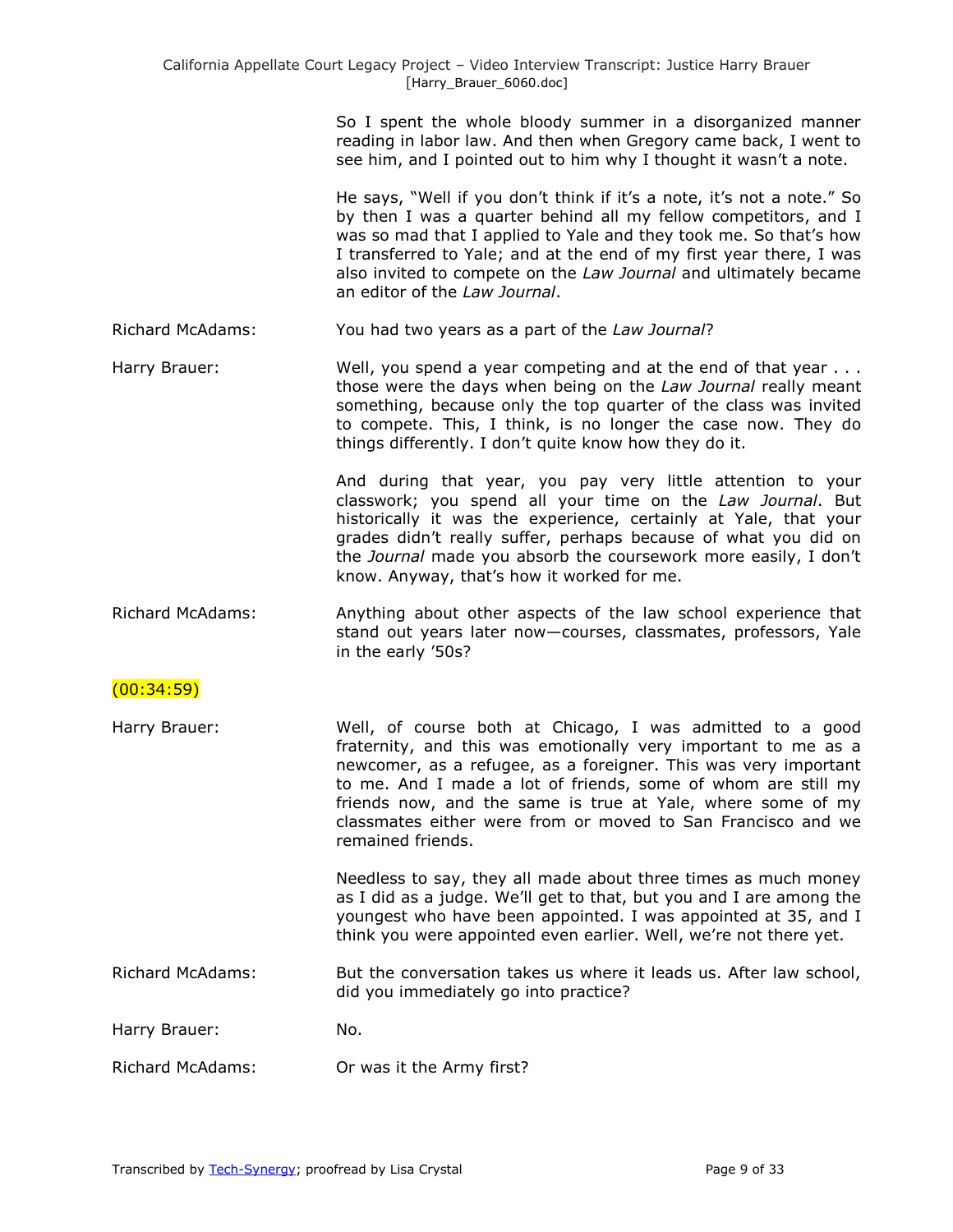So I spent the whole bloody summer in a disorganized manner reading in labor law. And then when Gregory came back, I went to see him, and I pointed out to him why I thought it wasn't a note.

He says, "Well if you don't think if it's a note, it's not a note." So by then I was a quarter behind all my fellow competitors, and I was so mad that I applied to Yale and they took me. So that's how I transferred to Yale; and at the end of my first year there, I was also invited to compete on the *Law Journal* and ultimately became an editor of the *Law Journal*.

Richard McAdams: You had two years as a part of the *Law Journal*?

Harry Brauer: Well, you spend a year competing and at the end of that year . . . those were the days when being on the *Law Journal* really meant something, because only the top quarter of the class was invited to compete. This, I think, is no longer the case now. They do things differently. I don't quite know how they do it.

And during that year, you pay very little attention to your classwork; you spend all your time on the *Law Journal*. But historically it was the experience, certainly at Yale, that your grades didn't really suffer, perhaps because of what you did on the *Journal* made you absorb the coursework more easily, I don't know. Anyway, that's how it worked for me.

Richard McAdams: Anything about other aspects of the law school experience that stand out years later now—courses, classmates, professors, Yale in the early '50s?

(00:34:59)

Harry Brauer: Well, of course both at Chicago, I was admitted to a good fraternity, and this was emotionally very important to me as a newcomer, as a refugee, as a foreigner. This was very important to me. And I made a lot of friends, some of whom are still my friends now, and the same is true at Yale, where some of my classmates either were from or moved to San Francisco and we remained friends.

Needless to say, they all made about three times as much money as I did as a judge. We'll get to that, but you and I are among the youngest who have been appointed. I was appointed at 35, and I think you were appointed even earlier. Well, we're not there yet.

Richard McAdams: But the conversation takes us where it leads us. After law school, did you immediately go into practice?

Harry Brauer: No.

Richard McAdams: Or was it the Army first?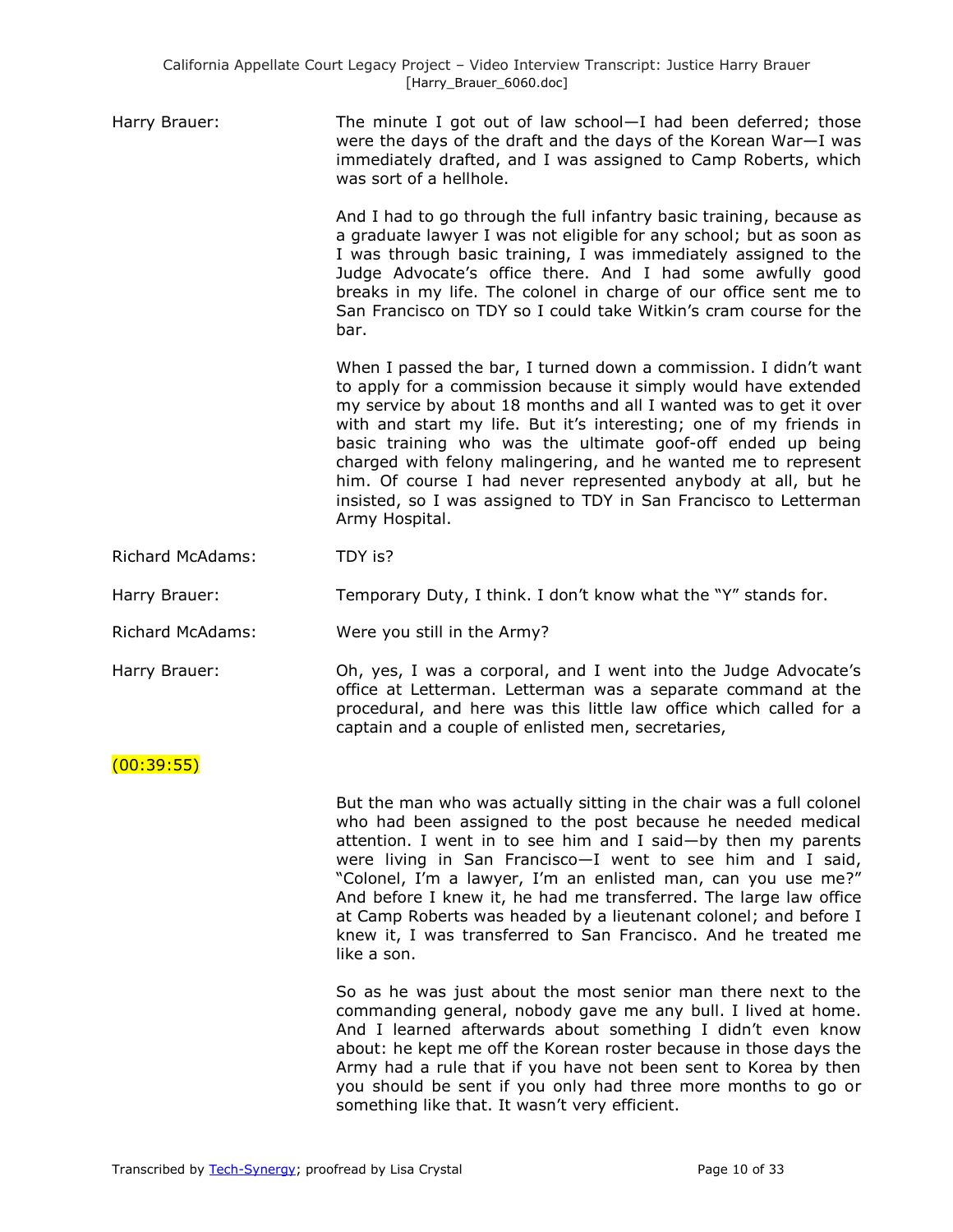Harry Brauer: The minute I got out of law school—I had been deferred; those were the days of the draft and the days of the Korean War—I was immediately drafted, and I was assigned to Camp Roberts, which was sort of a hellhole.

And I had to go through the full infantry basic training, because as a graduate lawyer I was not eligible for any school; but as soon as I was through basic training, I was immediately assigned to the Judge Advocate's office there. And I had some awfully good breaks in my life. The colonel in charge of our office sent me to San Francisco on TDY so I could take Witkin's cram course for the bar.

When I passed the bar, I turned down a commission. I didn't want to apply for a commission because it simply would have extended my service by about 18 months and all I wanted was to get it over with and start my life. But it's interesting; one of my friends in basic training who was the ultimate goof-off ended up being charged with felony malingering, and he wanted me to represent him. Of course I had never represented anybody at all, but he insisted, so I was assigned to TDY in San Francisco to Letterman Army Hospital.

Richard McAdams: TDY is?

Harry Brauer: Temporary Duty, I think. I don't know what the "Y" stands for.

Richard McAdams: Were you still in the Army?

Harry Brauer: Oh, yes, I was a corporal, and I went into the Judge Advocate's office at Letterman. Letterman was a separate command at the procedural, and here was this little law office which called for a captain and a couple of enlisted men, secretaries,

(00:39:55)

But the man who was actually sitting in the chair was a full colonel who had been assigned to the post because he needed medical attention. I went in to see him and I said—by then my parents were living in San Francisco—I went to see him and I said, "Colonel, I'm a lawyer, I'm an enlisted man, can you use me?" And before I knew it, he had me transferred. The large law office at Camp Roberts was headed by a lieutenant colonel; and before I knew it, I was transferred to San Francisco. And he treated me like a son.

So as he was just about the most senior man there next to the commanding general, nobody gave me any bull. I lived at home. And I learned afterwards about something I didn't even know about: he kept me off the Korean roster because in those days the Army had a rule that if you have not been sent to Korea by then you should be sent if you only had three more months to go or something like that. It wasn't very efficient.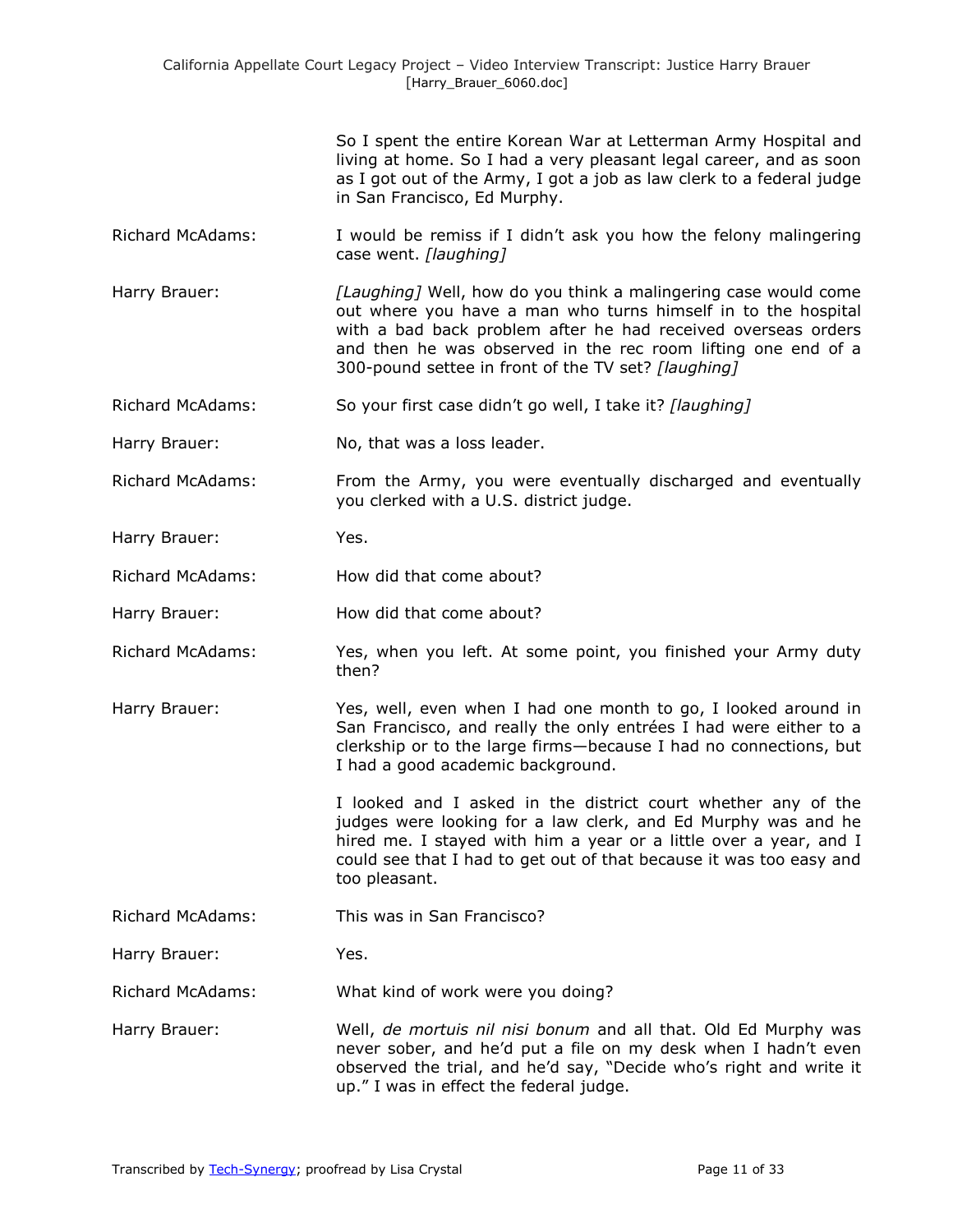So I spent the entire Korean War at Letterman Army Hospital and living at home. So I had a very pleasant legal career, and as soon as I got out of the Army, I got a job as law clerk to a federal judge in San Francisco, Ed Murphy.

Richard McAdams: I would be remiss if I didn't ask you how the felony malingering case went. *[laughing]*

Harry Brauer: *[Laughing]* Well, how do you think a malingering case would come out where you have a man who turns himself in to the hospital with a bad back problem after he had received overseas orders and then he was observed in the rec room lifting one end of a 300-pound settee in front of the TV set? *[laughing]*

Richard McAdams: So your first case didn't go well, I take it? *[laughing]*

Harry Brauer: No, that was a loss leader.

Richard McAdams: From the Army, you were eventually discharged and eventually you clerked with a U.S. district judge.

Harry Brauer: Yes.

Richard McAdams: How did that come about?

Harry Brauer: How did that come about?

Richard McAdams: Yes, when you left. At some point, you finished your Army duty then?

Harry Brauer: Yes, well, even when I had one month to go, I looked around in San Francisco, and really the only entrées I had were either to a clerkship or to the large firms—because I had no connections, but I had a good academic background.

I looked and I asked in the district court whether any of the judges were looking for a law clerk, and Ed Murphy was and he hired me. I stayed with him a year or a little over a year, and I could see that I had to get out of that because it was too easy and too pleasant.

Richard McAdams: This was in San Francisco?

Harry Brauer: Yes.

Richard McAdams: What kind of work were you doing?

Harry Brauer: Well, *de mortuis nil nisi bonum* and all that. Old Ed Murphy was never sober, and he'd put a file on my desk when I hadn't even observed the trial, and he'd say, "Decide who's right and write it up." I was in effect the federal judge.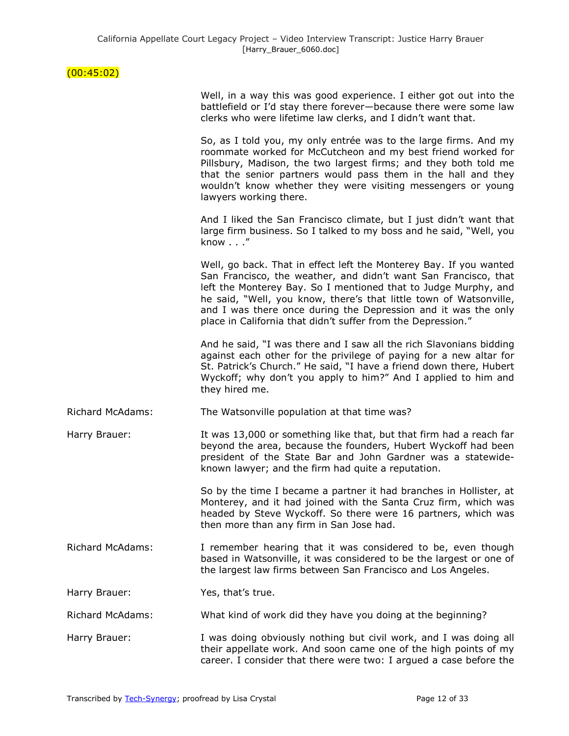(00:45:02)

Well, in a way this was good experience. I either got out into the battlefield or I'd stay there forever—because there were some law clerks who were lifetime law clerks, and I didn't want that.

So, as I told you, my only entrée was to the large firms. And my roommate worked for McCutcheon and my best friend worked for Pillsbury, Madison, the two largest firms; and they both told me that the senior partners would pass them in the hall and they wouldn't know whether they were visiting messengers or young lawyers working there.

And I liked the San Francisco climate, but I just didn't want that large firm business. So I talked to my boss and he said, "Well, you know . . ."

Well, go back. That in effect left the Monterey Bay. If you wanted San Francisco, the weather, and didn't want San Francisco, that left the Monterey Bay. So I mentioned that to Judge Murphy, and he said, "Well, you know, there's that little town of Watsonville, and I was there once during the Depression and it was the only place in California that didn't suffer from the Depression."

And he said, "I was there and I saw all the rich Slavonians bidding against each other for the privilege of paying for a new altar for St. Patrick's Church." He said, "I have a friend down there, Hubert Wyckoff; why don't you apply to him?" And I applied to him and they hired me.

Richard McAdams: The Watsonville population at that time was?

Harry Brauer: It was 13,000 or something like that, but that firm had a reach far beyond the area, because the founders, Hubert Wyckoff had been president of the State Bar and John Gardner was a statewide-known lawyer; and the firm had quite a reputation.

So by the time I became a partner it had branches in Hollister, at Monterey, and it had joined with the Santa Cruz firm, which was headed by Steve Wyckoff. So there were 16 partners, which was then more than any firm in San Jose had.

Richard McAdams: I remember hearing that it was considered to be, even though based in Watsonville, it was considered to be the largest or one of the largest law firms between San Francisco and Los Angeles.

Harry Brauer: Yes, that's true.

Richard McAdams: What kind of work did they have you doing at the beginning?

Harry Brauer: I was doing obviously nothing but civil work, and I was doing all their appellate work. And soon came one of the high points of my career. I consider that there were two: I argued a case before the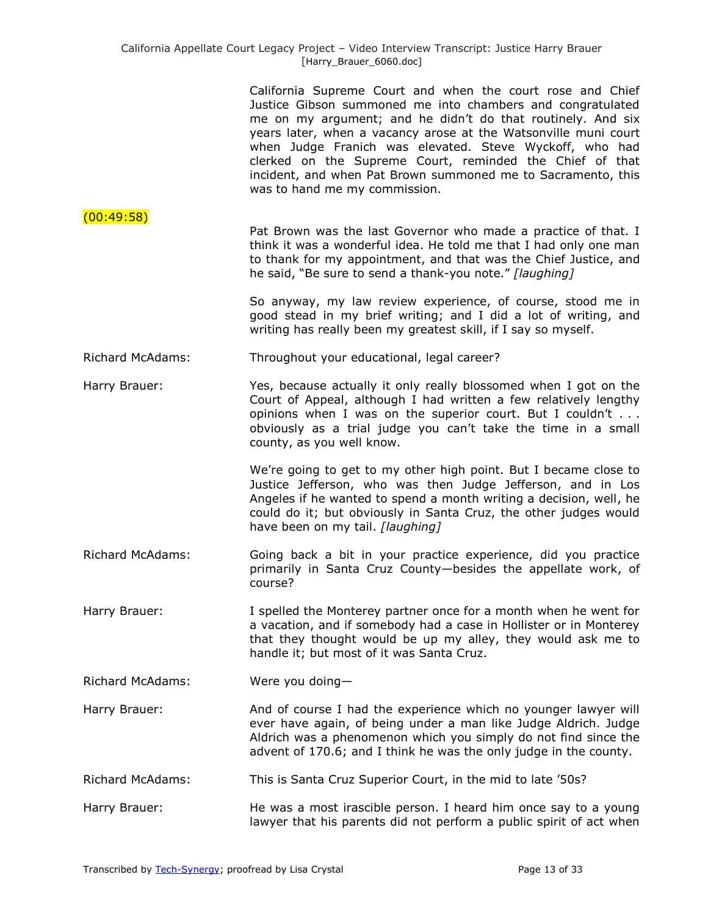California Supreme Court and when the court rose and Chief Justice Gibson summoned me into chambers and congratulated me on my argument; and he didn't do that routinely. And six years later, when a vacancy arose at the Watsonville muni court when Judge Franich was elevated. Steve Wyckoff, who had clerked on the Supreme Court, reminded the Chief of that incident, and when Pat Brown summoned me to Sacramento, this was to hand me my commission.

(00:49:58)

Pat Brown was the last Governor who made a practice of that. I think it was a wonderful idea. He told me that I had only one man to thank for my appointment, and that was the Chief Justice, and he said, "Be sure to send a thank-you note." *[laughing]*

So anyway, my law review experience, of course, stood me in good stead in my brief writing; and I did a lot of writing, and writing has really been my greatest skill, if I say so myself.

Richard McAdams: Throughout your educational, legal career?

Harry Brauer: Yes, because actually it only really blossomed when I got on the Court of Appeal, although I had written a few relatively lengthy opinions when I was on the superior court. But I couldn't . . . obviously as a trial judge you can't take the time in a small county, as you well know.

We're going to get to my other high point. But I became close to Justice Jefferson, who was then Judge Jefferson, and in Los Angeles if he wanted to spend a month writing a decision, well, he could do it; but obviously in Santa Cruz, the other judges would have been on my tail. *[laughing]*

Richard McAdams: Going back a bit in your practice experience, did you practice primarily in Santa Cruz County—besides the appellate work, of course?

Harry Brauer: I spelled the Monterey partner once for a month when he went for a vacation, and if somebody had a case in Hollister or in Monterey that they thought would be up my alley, they would ask me to handle it; but most of it was Santa Cruz.

Richard McAdams: Were you doing—

Harry Brauer: And of course I had the experience which no younger lawyer will ever have again, of being under a man like Judge Aldrich. Judge Aldrich was a phenomenon which you simply do not find since the advent of 170.6; and I think he was the only judge in the county.

Richard McAdams: This is Santa Cruz Superior Court, in the mid to late '50s?

Harry Brauer: He was a most irascible person. I heard him once say to a young lawyer that his parents did not perform a public spirit of act when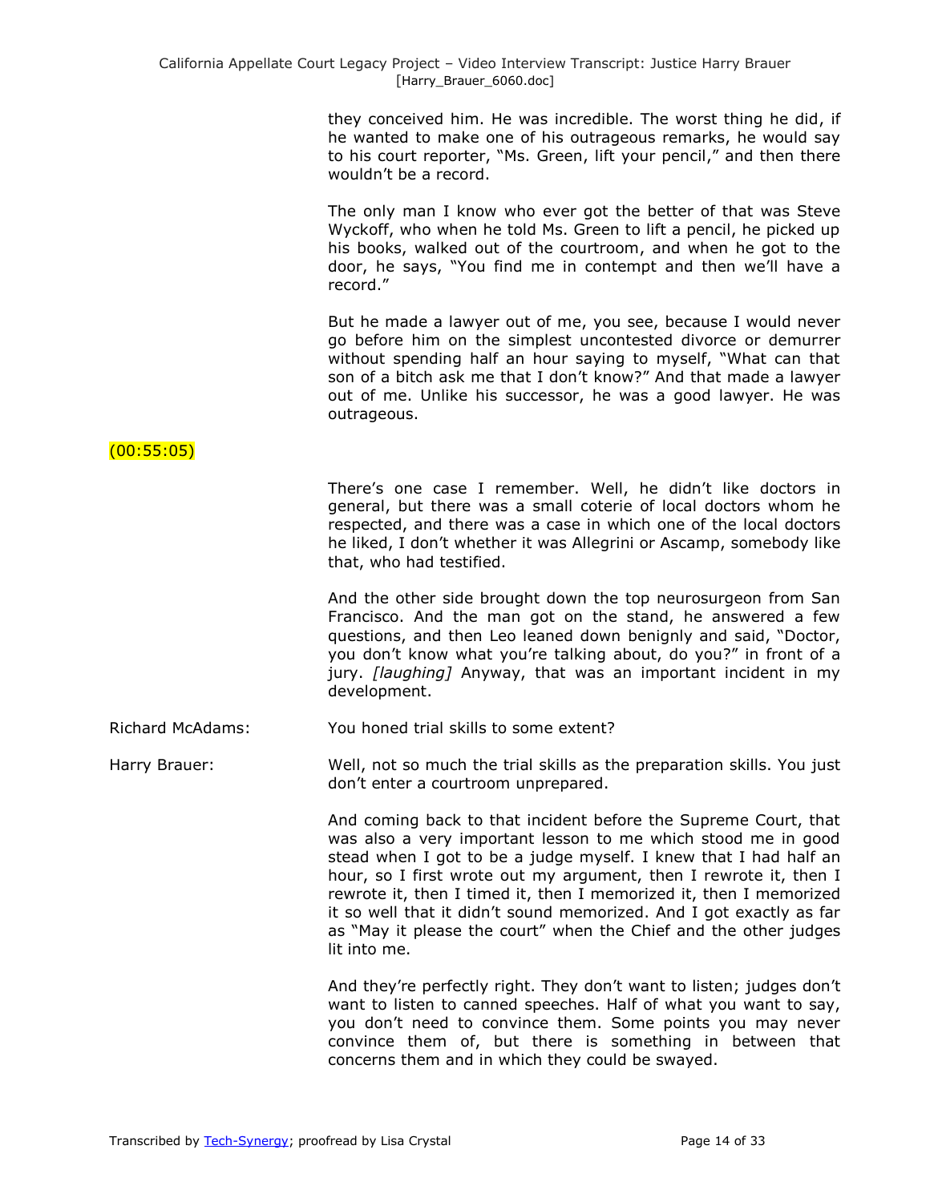they conceived him. He was incredible. The worst thing he did, if he wanted to make one of his outrageous remarks, he would say to his court reporter, "Ms. Green, lift your pencil," and then there wouldn't be a record.

The only man I know who ever got the better of that was Steve Wyckoff, who when he told Ms. Green to lift a pencil, he picked up his books, walked out of the courtroom, and when he got to the door, he says, "You find me in contempt and then we'll have a record."

But he made a lawyer out of me, you see, because I would never go before him on the simplest uncontested divorce or demurrer without spending half an hour saying to myself, "What can that son of a bitch ask me that I don't know?" And that made a lawyer out of me. Unlike his successor, he was a good lawyer. He was outrageous.

(00:55:05)

There's one case I remember. Well, he didn't like doctors in general, but there was a small coterie of local doctors whom he respected, and there was a case in which one of the local doctors he liked, I don't whether it was Allegrini or Ascamp, somebody like that, who had testified.

And the other side brought down the top neurosurgeon from San Francisco. And the man got on the stand, he answered a few questions, and then Leo leaned down benignly and said, "Doctor, you don't know what you're talking about, do you?" in front of a jury. *[laughing]* Anyway, that was an important incident in my development.

Richard McAdams: You honed trial skills to some extent?

Harry Brauer: Well, not so much the trial skills as the preparation skills. You just don't enter a courtroom unprepared.

And coming back to that incident before the Supreme Court, that was also a very important lesson to me which stood me in good stead when I got to be a judge myself. I knew that I had half an hour, so I first wrote out my argument, then I rewrote it, then I rewrote it, then I timed it, then I memorized it, then I memorized it so well that it didn't sound memorized. And I got exactly as far as "May it please the court" when the Chief and the other judges lit into me.

And they're perfectly right. They don't want to listen; judges don't want to listen to canned speeches. Half of what you want to say, you don't need to convince them. Some points you may never convince them of, but there is something in between that concerns them and in which they could be swayed.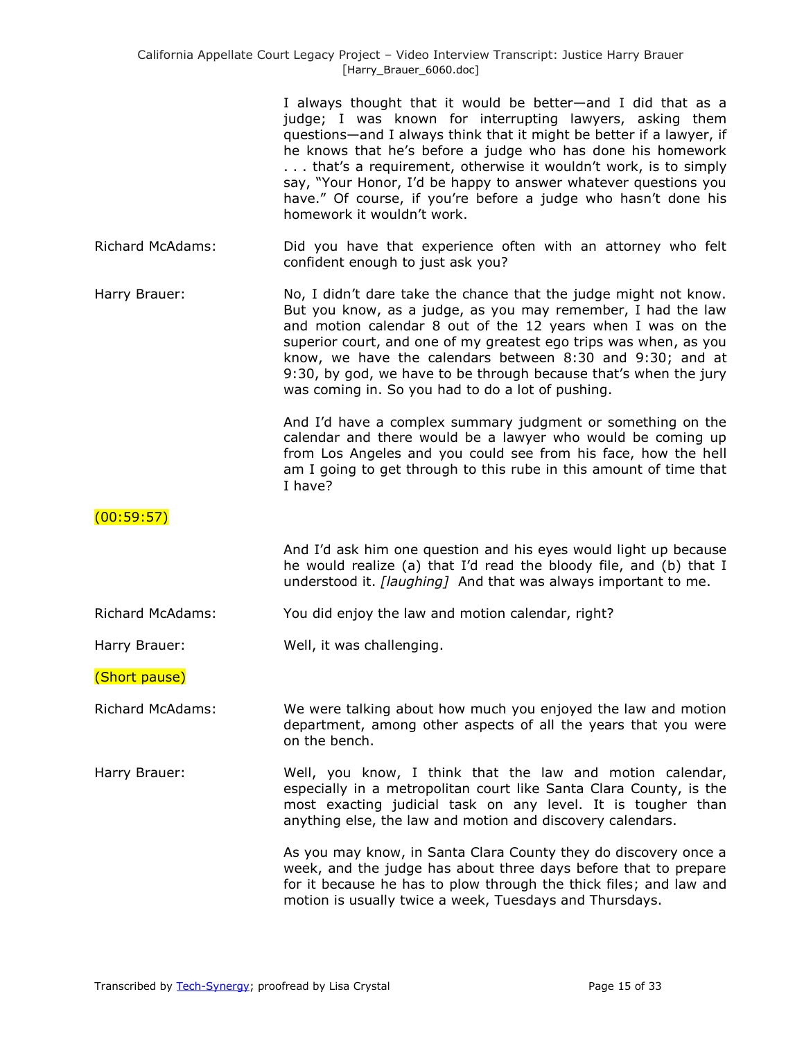I always thought that it would be better—and I did that as a judge; I was known for interrupting lawyers, asking them questions—and I always think that it might be better if a lawyer, if he knows that he's before a judge who has done his homework . . . that's a requirement, otherwise it wouldn't work, is to simply say, "Your Honor, I'd be happy to answer whatever questions you have." Of course, if you're before a judge who hasn't done his homework it wouldn't work.

**Richard McAdams:** Did you have that experience often with an attorney who felt confident enough to just ask you?

**Harry Brauer:** No, I didn't dare take the chance that the judge might not know. But you know, as a judge, as you may remember, I had the law and motion calendar 8 out of the 12 years when I was on the superior court, and one of my greatest ego trips was when, as you know, we have the calendars between 8:30 and 9:30; and at 9:30, by god, we have to be through because that's when the jury was coming in. So you had to do a lot of pushing.

And I'd have a complex summary judgment or something on the calendar and there would be a lawyer who would be coming up from Los Angeles and you could see from his face, how the hell am I going to get through to this rube in this amount of time that I have?

(00:59:57)

And I'd ask him one question and his eyes would light up because he would realize (a) that I'd read the bloody file, and (b) that I understood it. *[laughing]* And that was always important to me.

**Richard McAdams:** You did enjoy the law and motion calendar, right?

**Harry Brauer:** Well, it was challenging.

(Short pause)

**Richard McAdams:** We were talking about how much you enjoyed the law and motion department, among other aspects of all the years that you were on the bench.

**Harry Brauer:** Well, you know, I think that the law and motion calendar, especially in a metropolitan court like Santa Clara County, is the most exacting judicial task on any level. It is tougher than anything else, the law and motion and discovery calendars.

As you may know, in Santa Clara County they do discovery once a week, and the judge has about three days before that to prepare for it because he has to plow through the thick files; and law and motion is usually twice a week, Tuesdays and Thursdays.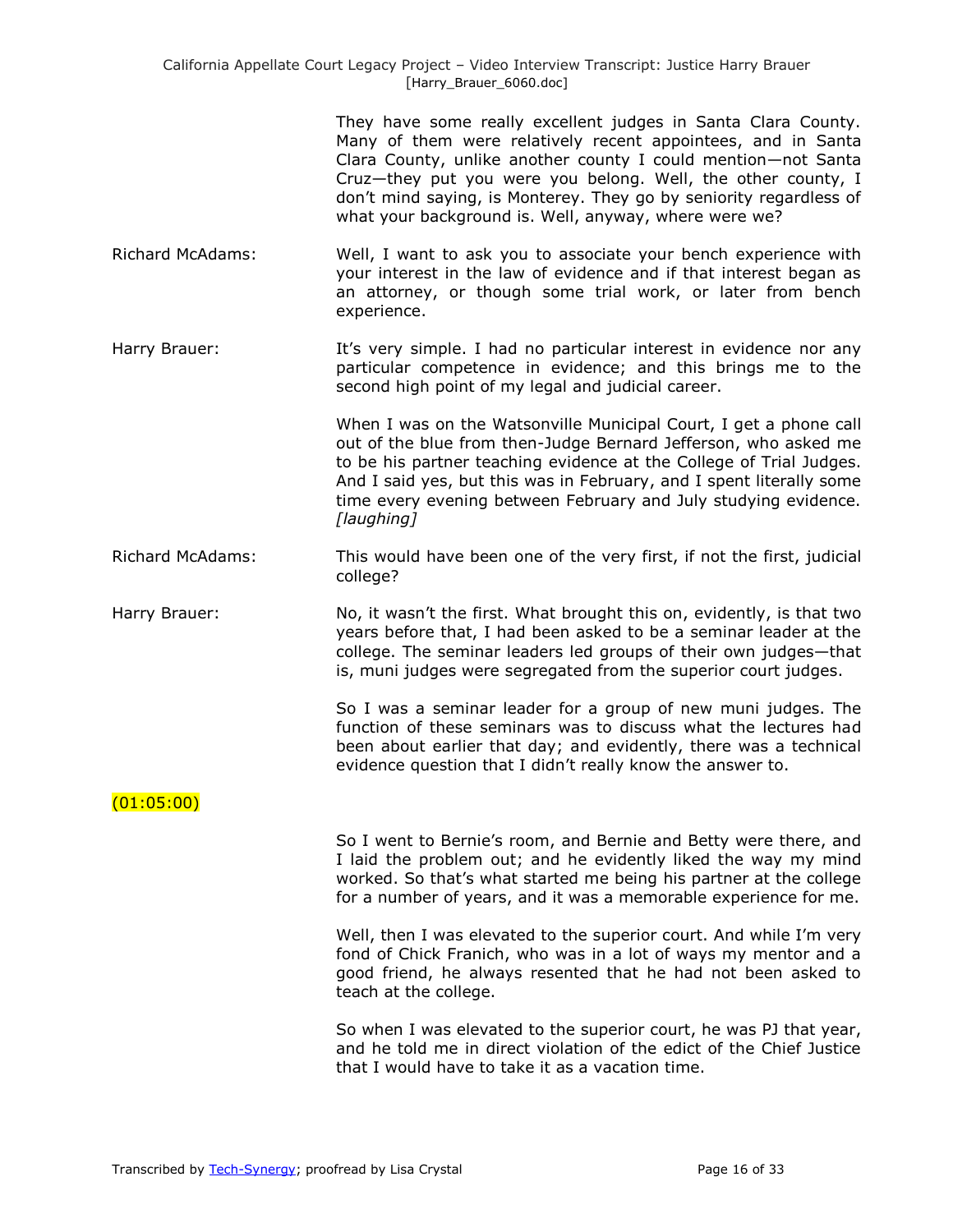They have some really excellent judges in Santa Clara County. Many of them were relatively recent appointees, and in Santa Clara County, unlike another county I could mention—not Santa Cruz—they put you were you belong. Well, the other county, I don't mind saying, is Monterey. They go by seniority regardless of what your background is. Well, anyway, where were we?

**Richard McAdams:** Well, I want to ask you to associate your bench experience with your interest in the law of evidence and if that interest began as an attorney, or though some trial work, or later from bench experience.

**Harry Brauer:** It's very simple. I had no particular interest in evidence nor any particular competence in evidence; and this brings me to the second high point of my legal and judicial career.

When I was on the Watsonville Municipal Court, I get a phone call out of the blue from then-Judge Bernard Jefferson, who asked me to be his partner teaching evidence at the College of Trial Judges. And I said yes, but this was in February, and I spent literally some time every evening between February and July studying evidence. *[laughing]*

**Richard McAdams:** This would have been one of the very first, if not the first, judicial college?

**Harry Brauer:** No, it wasn't the first. What brought this on, evidently, is that two years before that, I had been asked to be a seminar leader at the college. The seminar leaders led groups of their own judges—that is, muni judges were segregated from the superior court judges.

So I was a seminar leader for a group of new muni judges. The function of these seminars was to discuss what the lectures had been about earlier that day; and evidently, there was a technical evidence question that I didn't really know the answer to.

(01:05:00)

So I went to Bernie's room, and Bernie and Betty were there, and I laid the problem out; and he evidently liked the way my mind worked. So that's what started me being his partner at the college for a number of years, and it was a memorable experience for me.

Well, then I was elevated to the superior court. And while I'm very fond of Chick Franich, who was in a lot of ways my mentor and a good friend, he always resented that he had not been asked to teach at the college.

So when I was elevated to the superior court, he was PJ that year, and he told me in direct violation of the edict of the Chief Justice that I would have to take it as a vacation time.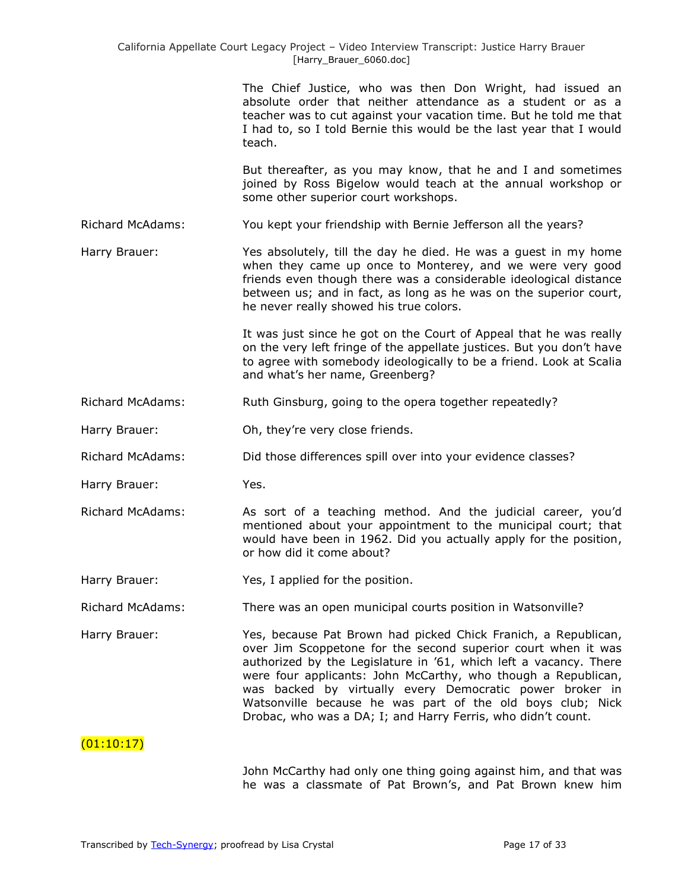The Chief Justice, who was then Don Wright, had issued an absolute order that neither attendance as a student or as a teacher was to cut against your vacation time. But he told me that I had to, so I told Bernie this would be the last year that I would teach.

But thereafter, as you may know, that he and I and sometimes joined by Ross Bigelow would teach at the annual workshop or some other superior court workshops.

Richard McAdams: You kept your friendship with Bernie Jefferson all the years?

Harry Brauer: Yes absolutely, till the day he died. He was a guest in my home when they came up once to Monterey, and we were very good friends even though there was a considerable ideological distance between us; and in fact, as long as he was on the superior court, he never really showed his true colors.

It was just since he got on the Court of Appeal that he was really on the very left fringe of the appellate justices. But you don't have to agree with somebody ideologically to be a friend. Look at Scalia and what's her name, Greenberg?

Richard McAdams: Ruth Ginsburg, going to the opera together repeatedly?

Harry Brauer: Oh, they're very close friends.

Richard McAdams: Did those differences spill over into your evidence classes?

Harry Brauer: Yes.

Richard McAdams: As sort of a teaching method. And the judicial career, you'd mentioned about your appointment to the municipal court; that would have been in 1962. Did you actually apply for the position, or how did it come about?

Harry Brauer: Yes, I applied for the position.

Richard McAdams: There was an open municipal courts position in Watsonville?

Harry Brauer: Yes, because Pat Brown had picked Chick Franich, a Republican, over Jim Scoppetone for the second superior court when it was authorized by the Legislature in '61, which left a vacancy. There were four applicants: John McCarthy, who though a Republican, was backed by virtually every Democratic power broker in Watsonville because he was part of the old boys club; Nick Drobac, who was a DA; I; and Harry Ferris, who didn't count.

(01:10:17)

John McCarthy had only one thing going against him, and that was he was a classmate of Pat Brown's, and Pat Brown knew him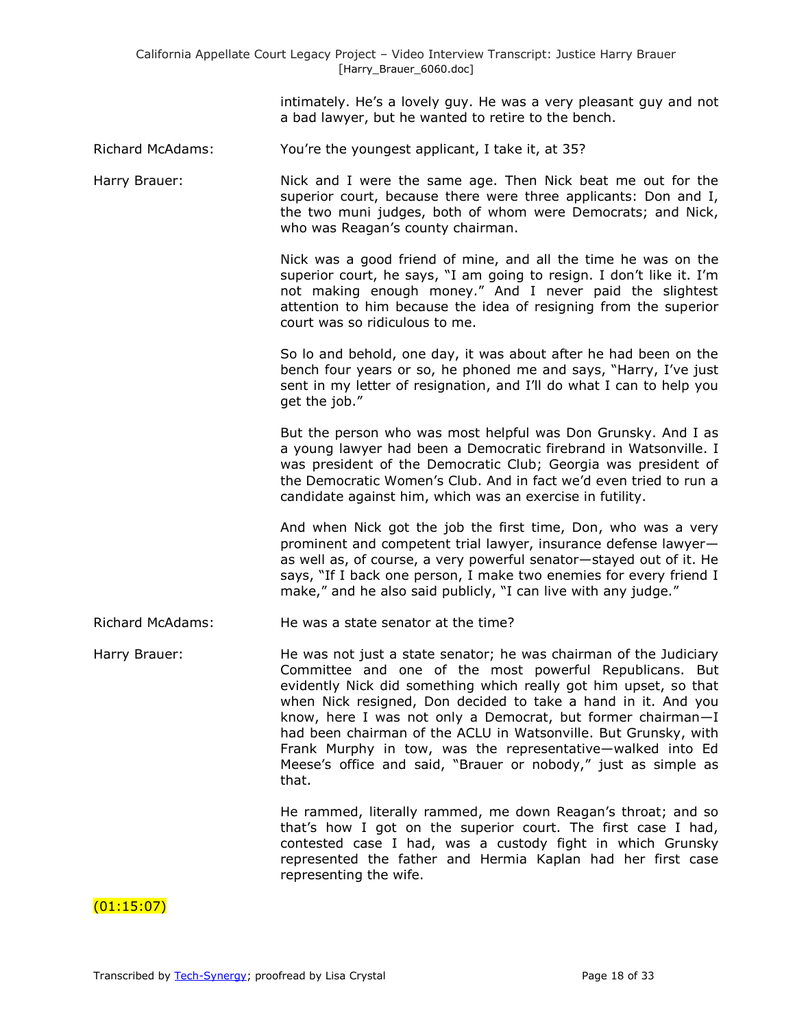intimately. He's a lovely guy. He was a very pleasant guy and not a bad lawyer, but he wanted to retire to the bench.

Richard McAdams: You're the youngest applicant, I take it, at 35?

Harry Brauer: Nick and I were the same age. Then Nick beat me out for the superior court, because there were three applicants: Don and I, the two muni judges, both of whom were Democrats; and Nick, who was Reagan's county chairman.

Nick was a good friend of mine, and all the time he was on the superior court, he says, "I am going to resign. I don't like it. I'm not making enough money." And I never paid the slightest attention to him because the idea of resigning from the superior court was so ridiculous to me.

So lo and behold, one day, it was about after he had been on the bench four years or so, he phoned me and says, "Harry, I've just sent in my letter of resignation, and I'll do what I can to help you get the job."

But the person who was most helpful was Don Grunsky. And I as a young lawyer had been a Democratic firebrand in Watsonville. I was president of the Democratic Club; Georgia was president of the Democratic Women's Club. And in fact we'd even tried to run a candidate against him, which was an exercise in futility.

And when Nick got the job the first time, Don, who was a very prominent and competent trial lawyer, insurance defense lawyer—as well as, of course, a very powerful senator—stayed out of it. He says, "If I back one person, I make two enemies for every friend I make," and he also said publicly, "I can live with any judge."

Richard McAdams: He was a state senator at the time?

Harry Brauer: He was not just a state senator; he was chairman of the Judiciary Committee and one of the most powerful Republicans. But evidently Nick did something which really got him upset, so that when Nick resigned, Don decided to take a hand in it. And you know, here I was not only a Democrat, but former chairman—I had been chairman of the ACLU in Watsonville. But Grunsky, with Frank Murphy in tow, was the representative—walked into Ed Meese's office and said, "Brauer or nobody," just as simple as that.

He rammed, literally rammed, me down Reagan's throat; and so that's how I got on the superior court. The first case I had, contested case I had, was a custody fight in which Grunsky represented the father and Hermia Kaplan had her first case representing the wife.

(01:15:07)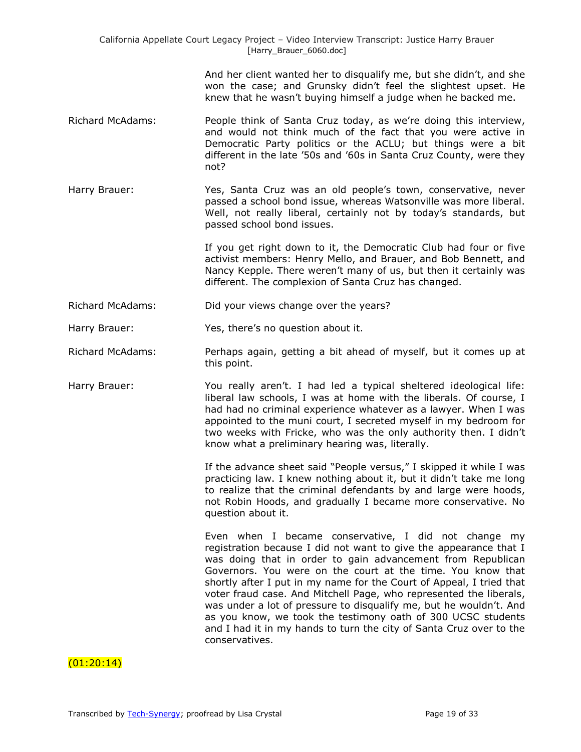And her client wanted her to disqualify me, but she didn't, and she won the case; and Grunsky didn't feel the slightest upset. He knew that he wasn't buying himself a judge when he backed me.

Richard McAdams: People think of Santa Cruz today, as we're doing this interview, and would not think much of the fact that you were active in Democratic Party politics or the ACLU; but things were a bit different in the late '50s and '60s in Santa Cruz County, were they not?

Harry Brauer: Yes, Santa Cruz was an old people's town, conservative, never passed a school bond issue, whereas Watsonville was more liberal. Well, not really liberal, certainly not by today's standards, but passed school bond issues.

If you get right down to it, the Democratic Club had four or five activist members: Henry Mello, and Brauer, and Bob Bennett, and Nancy Kepple. There weren't many of us, but then it certainly was different. The complexion of Santa Cruz has changed.

Richard McAdams: Did your views change over the years?

Harry Brauer: Yes, there's no question about it.

Richard McAdams: Perhaps again, getting a bit ahead of myself, but it comes up at this point.

Harry Brauer: You really aren't. I had led a typical sheltered ideological life: liberal law schools, I was at home with the liberals. Of course, I had had no criminal experience whatever as a lawyer. When I was appointed to the muni court, I secreted myself in my bedroom for two weeks with Fricke, who was the only authority then. I didn't know what a preliminary hearing was, literally.

If the advance sheet said "People versus," I skipped it while I was practicing law. I knew nothing about it, but it didn't take me long to realize that the criminal defendants by and large were hoods, not Robin Hoods, and gradually I became more conservative. No question about it.

Even when I became conservative, I did not change my registration because I did not want to give the appearance that I was doing that in order to gain advancement from Republican Governors. You were on the court at the time. You know that shortly after I put in my name for the Court of Appeal, I tried that voter fraud case. And Mitchell Page, who represented the liberals, was under a lot of pressure to disqualify me, but he wouldn't. And as you know, we took the testimony oath of 300 UCSC students and I had it in my hands to turn the city of Santa Cruz over to the conservatives.

(01:20:14)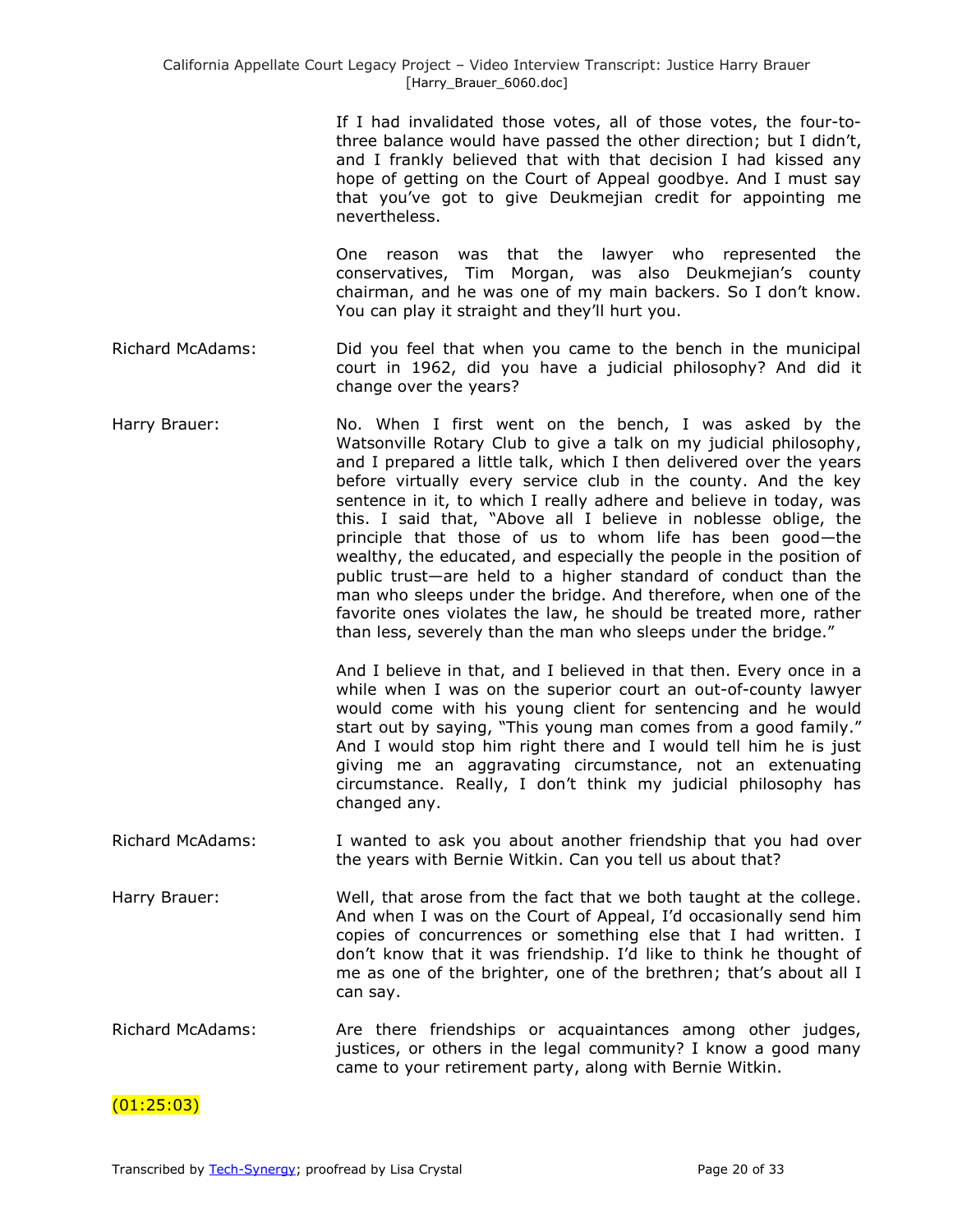If I had invalidated those votes, all of those votes, the four-to-three balance would have passed the other direction; but I didn't, and I frankly believed that with that decision I had kissed any hope of getting on the Court of Appeal goodbye. And I must say that you've got to give Deukmejian credit for appointing me nevertheless.

One reason was that the lawyer who represented the conservatives, Tim Morgan, was also Deukmejian's county chairman, and he was one of my main backers. So I don't know. You can play it straight and they'll hurt you.

Richard McAdams: Did you feel that when you came to the bench in the municipal court in 1962, did you have a judicial philosophy? And did it change over the years?

Harry Brauer: No. When I first went on the bench, I was asked by the Watsonville Rotary Club to give a talk on my judicial philosophy, and I prepared a little talk, which I then delivered over the years before virtually every service club in the county. And the key sentence in it, to which I really adhere and believe in today, was this. I said that, "Above all I believe in noblesse oblige, the principle that those of us to whom life has been good—the wealthy, the educated, and especially the people in the position of public trust—are held to a higher standard of conduct than the man who sleeps under the bridge. And therefore, when one of the favorite ones violates the law, he should be treated more, rather than less, severely than the man who sleeps under the bridge."

And I believe in that, and I believed in that then. Every once in a while when I was on the superior court an out-of-county lawyer would come with his young client for sentencing and he would start out by saying, "This young man comes from a good family." And I would stop him right there and I would tell him he is just giving me an aggravating circumstance, not an extenuating circumstance. Really, I don't think my judicial philosophy has changed any.

Richard McAdams: I wanted to ask you about another friendship that you had over the years with Bernie Witkin. Can you tell us about that?

Harry Brauer: Well, that arose from the fact that we both taught at the college. And when I was on the Court of Appeal, I'd occasionally send him copies of concurrences or something else that I had written. I don't know that it was friendship. I'd like to think he thought of me as one of the brighter, one of the brethren; that's about all I can say.

Richard McAdams: Are there friendships or acquaintances among other judges, justices, or others in the legal community? I know a good many came to your retirement party, along with Bernie Witkin.

(01:25:03)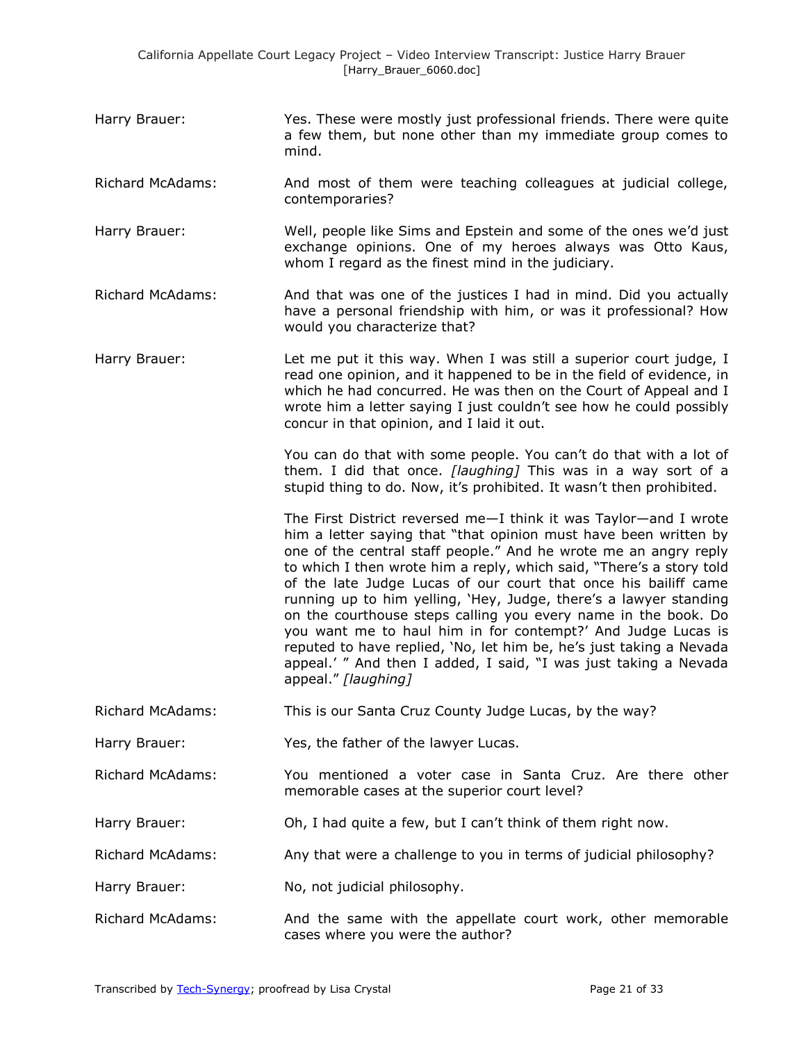**Harry Brauer:** Yes. These were mostly just professional friends. There were quite a few them, but none other than my immediate group comes to mind.

**Richard McAdams:** And most of them were teaching colleagues at judicial college, contemporaries?

**Harry Brauer:** Well, people like Sims and Epstein and some of the ones we'd just exchange opinions. One of my heroes always was Otto Kaus, whom I regard as the finest mind in the judiciary.

**Richard McAdams:** And that was one of the justices I had in mind. Did you actually have a personal friendship with him, or was it professional? How would you characterize that?

**Harry Brauer:** Let me put it this way. When I was still a superior court judge, I read one opinion, and it happened to be in the field of evidence, in which he had concurred. He was then on the Court of Appeal and I wrote him a letter saying I just couldn't see how he could possibly concur in that opinion, and I laid it out.

You can do that with some people. You can't do that with a lot of them. I did that once. *[laughing]* This was in a way sort of a stupid thing to do. Now, it's prohibited. It wasn't then prohibited.

The First District reversed me—I think it was Taylor—and I wrote him a letter saying that "that opinion must have been written by one of the central staff people." And he wrote me an angry reply to which I then wrote him a reply, which said, "There's a story told of the late Judge Lucas of our court that once his bailiff came running up to him yelling, 'Hey, Judge, there's a lawyer standing on the courthouse steps calling you every name in the book. Do you want me to haul him in for contempt?' And Judge Lucas is reputed to have replied, 'No, let him be, he's just taking a Nevada appeal.' " And then I added, I said, "I was just taking a Nevada appeal." *[laughing]*

**Richard McAdams:** This is our Santa Cruz County Judge Lucas, by the way?

**Harry Brauer:** Yes, the father of the lawyer Lucas.

**Richard McAdams:** You mentioned a voter case in Santa Cruz. Are there other memorable cases at the superior court level?

**Harry Brauer:** Oh, I had quite a few, but I can't think of them right now.

**Richard McAdams:** Any that were a challenge to you in terms of judicial philosophy?

**Harry Brauer:** No, not judicial philosophy.

**Richard McAdams:** And the same with the appellate court work, other memorable cases where you were the author?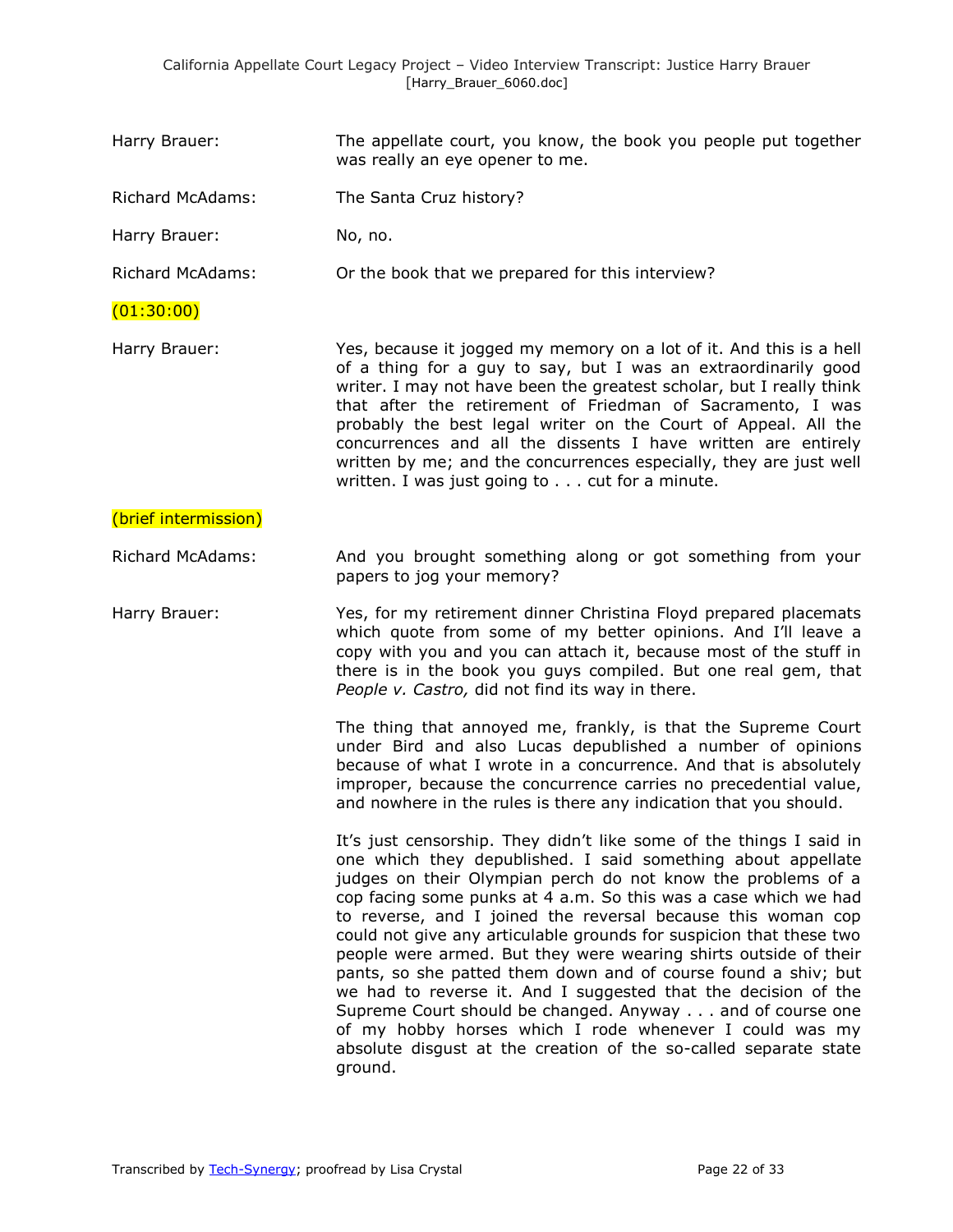Harry Brauer: The appellate court, you know, the book you people put together was really an eye opener to me.

Richard McAdams: The Santa Cruz history?

Harry Brauer: No, no.

Richard McAdams: Or the book that we prepared for this interview?

(01:30:00)

Harry Brauer: Yes, because it jogged my memory on a lot of it. And this is a hell of a thing for a guy to say, but I was an extraordinarily good writer. I may not have been the greatest scholar, but I really think that after the retirement of Friedman of Sacramento, I was probably the best legal writer on the Court of Appeal. All the concurrences and all the dissents I have written are entirely written by me; and the concurrences especially, they are just well written. I was just going to . . . cut for a minute.

(brief intermission)

Richard McAdams: And you brought something along or got something from your papers to jog your memory?

Harry Brauer: Yes, for my retirement dinner Christina Floyd prepared placemats which quote from some of my better opinions. And I'll leave a copy with you and you can attach it, because most of the stuff in there is in the book you guys compiled. But one real gem, that *People v. Castro,* did not find its way in there.

The thing that annoyed me, frankly, is that the Supreme Court under Bird and also Lucas depublished a number of opinions because of what I wrote in a concurrence. And that is absolutely improper, because the concurrence carries no precedential value, and nowhere in the rules is there any indication that you should.

It's just censorship. They didn't like some of the things I said in one which they depublished. I said something about appellate judges on their Olympian perch do not know the problems of a cop facing some punks at 4 a.m. So this was a case which we had to reverse, and I joined the reversal because this woman cop could not give any articulable grounds for suspicion that these two people were armed. But they were wearing shirts outside of their pants, so she patted them down and of course found a shiv; but we had to reverse it. And I suggested that the decision of the Supreme Court should be changed. Anyway . . . and of course one of my hobby horses which I rode whenever I could was my absolute disgust at the creation of the so-called separate state ground.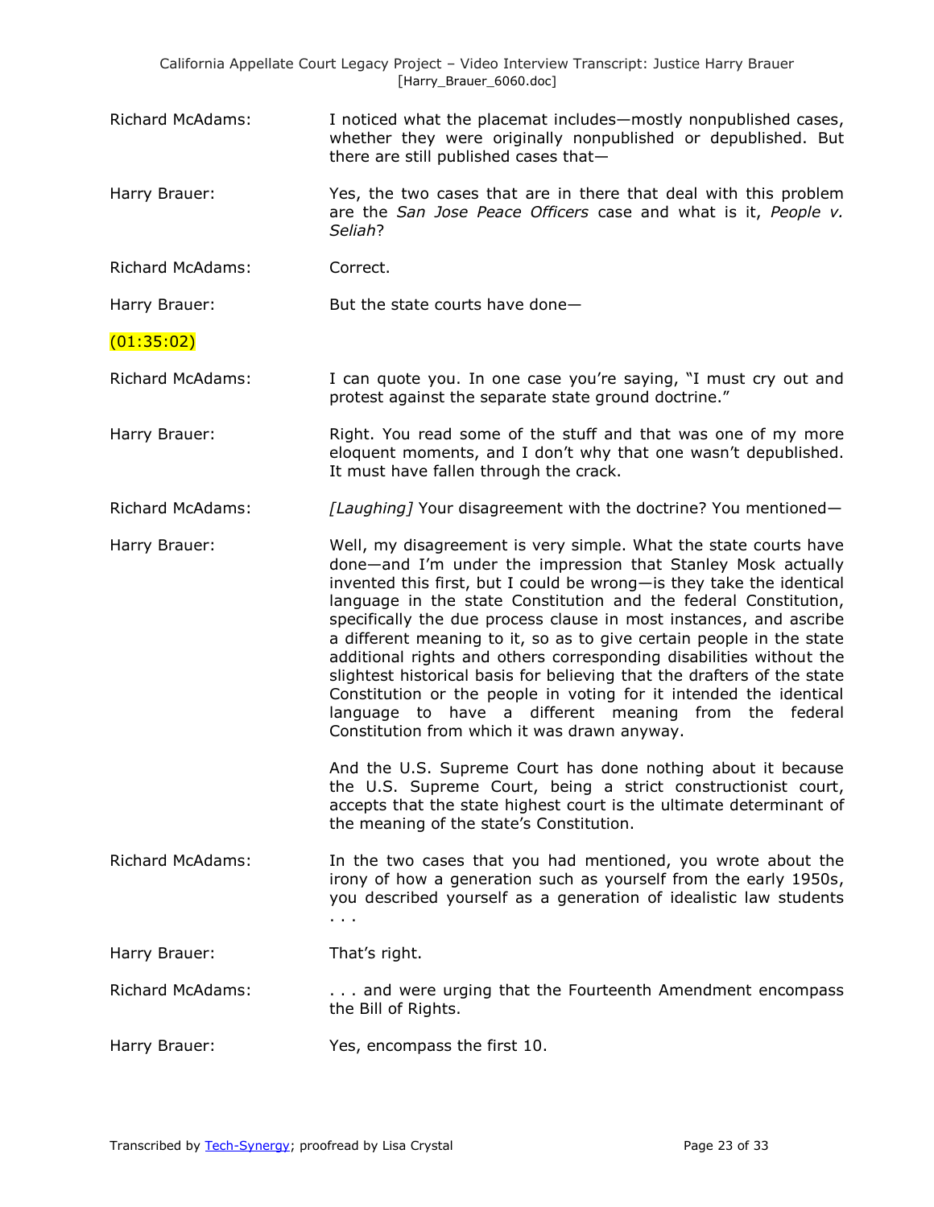Richard McAdams: I noticed what the placemat includes—mostly nonpublished cases, whether they were originally nonpublished or depublished. But there are still published cases that—

Harry Brauer: Yes, the two cases that are in there that deal with this problem are the *San Jose Peace Officers* case and what is it, *People v. Seliah*?

Richard McAdams: Correct.

Harry Brauer: But the state courts have done—

(01:35:02)

Richard McAdams: I can quote you. In one case you're saying, "I must cry out and protest against the separate state ground doctrine."

Harry Brauer: Right. You read some of the stuff and that was one of my more eloquent moments, and I don't why that one wasn't depublished. It must have fallen through the crack.

Richard McAdams: *[Laughing]* Your disagreement with the doctrine? You mentioned—

Harry Brauer: Well, my disagreement is very simple. What the state courts have done—and I'm under the impression that Stanley Mosk actually invented this first, but I could be wrong—is they take the identical language in the state Constitution and the federal Constitution, specifically the due process clause in most instances, and ascribe a different meaning to it, so as to give certain people in the state additional rights and others corresponding disabilities without the slightest historical basis for believing that the drafters of the state Constitution or the people in voting for it intended the identical language to have a different meaning from the federal Constitution from which it was drawn anyway.

And the U.S. Supreme Court has done nothing about it because the U.S. Supreme Court, being a strict constructionist court, accepts that the state highest court is the ultimate determinant of the meaning of the state's Constitution.

Richard McAdams: In the two cases that you had mentioned, you wrote about the irony of how a generation such as yourself from the early 1950s, you described yourself as a generation of idealistic law students . . .

Harry Brauer: That's right.

Richard McAdams: . . . and were urging that the Fourteenth Amendment encompass the Bill of Rights.

Harry Brauer: Yes, encompass the first 10.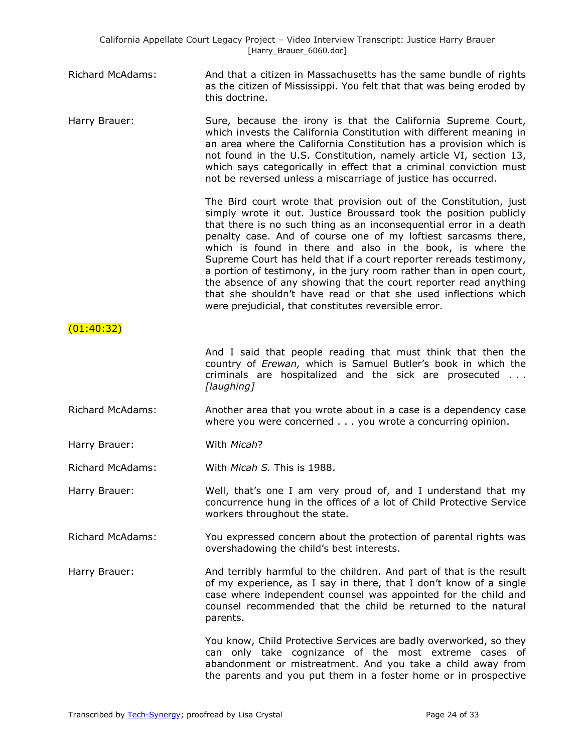Richard McAdams: And that a citizen in Massachusetts has the same bundle of rights as the citizen of Mississippi. You felt that that was being eroded by this doctrine.

Harry Brauer: Sure, because the irony is that the California Supreme Court, which invests the California Constitution with different meaning in an area where the California Constitution has a provision which is not found in the U.S. Constitution, namely article VI, section 13, which says categorically in effect that a criminal conviction must not be reversed unless a miscarriage of justice has occurred.

The Bird court wrote that provision out of the Constitution, just simply wrote it out. Justice Broussard took the position publicly that there is no such thing as an inconsequential error in a death penalty case. And of course one of my loftiest sarcasms there, which is found in there and also in the book, is where the Supreme Court has held that if a court reporter rereads testimony, a portion of testimony, in the jury room rather than in open court, the absence of any showing that the court reporter read anything that she shouldn't have read or that she used inflections which were prejudicial, that constitutes reversible error.

(01:40:32)

And I said that people reading that must think that then the country of *Erewan,* which is Samuel Butler's book in which the criminals are hospitalized and the sick are prosecuted . . . *[laughing]*

Richard McAdams: Another area that you wrote about in a case is a dependency case where you were concerned . . . you wrote a concurring opinion.

Harry Brauer: With *Micah*?

Richard McAdams: With *Micah S.* This is 1988.

Harry Brauer: Well, that's one I am very proud of, and I understand that my concurrence hung in the offices of a lot of Child Protective Service workers throughout the state.

Richard McAdams: You expressed concern about the protection of parental rights was overshadowing the child's best interests.

Harry Brauer: And terribly harmful to the children. And part of that is the result of my experience, as I say in there, that I don't know of a single case where independent counsel was appointed for the child and counsel recommended that the child be returned to the natural parents.

You know, Child Protective Services are badly overworked, so they can only take cognizance of the most extreme cases of abandonment or mistreatment. And you take a child away from the parents and you put them in a foster home or in prospective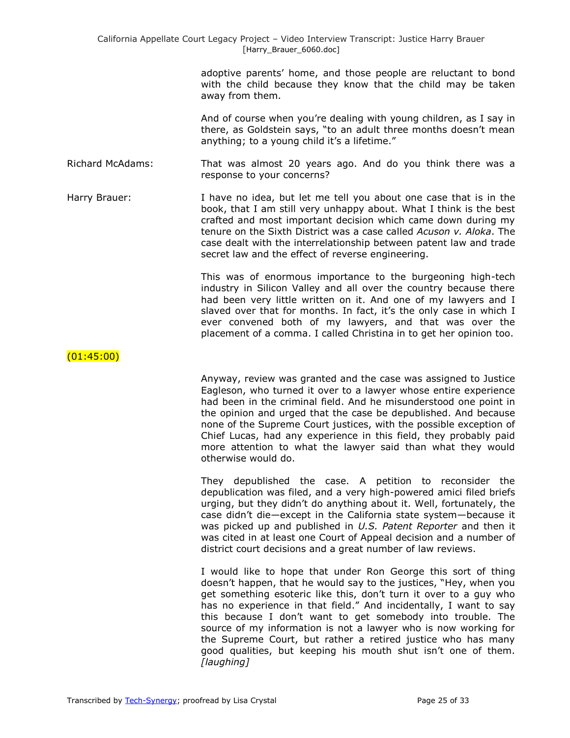adoptive parents' home, and those people are reluctant to bond with the child because they know that the child may be taken away from them.

And of course when you're dealing with young children, as I say in there, as Goldstein says, "to an adult three months doesn't mean anything; to a young child it's a lifetime."

Richard McAdams: That was almost 20 years ago. And do you think there was a response to your concerns?

Harry Brauer: I have no idea, but let me tell you about one case that is in the book, that I am still very unhappy about. What I think is the best crafted and most important decision which came down during my tenure on the Sixth District was a case called *Acuson v. Aloka*. The case dealt with the interrelationship between patent law and trade secret law and the effect of reverse engineering.

This was of enormous importance to the burgeoning high-tech industry in Silicon Valley and all over the country because there had been very little written on it. And one of my lawyers and I slaved over that for months. In fact, it's the only case in which I ever convened both of my lawyers, and that was over the placement of a comma. I called Christina in to get her opinion too.

(01:45:00)

Anyway, review was granted and the case was assigned to Justice Eagleson, who turned it over to a lawyer whose entire experience had been in the criminal field. And he misunderstood one point in the opinion and urged that the case be depublished. And because none of the Supreme Court justices, with the possible exception of Chief Lucas, had any experience in this field, they probably paid more attention to what the lawyer said than what they would otherwise would do.

They depublished the case. A petition to reconsider the depublication was filed, and a very high-powered amici filed briefs urging, but they didn't do anything about it. Well, fortunately, the case didn't die—except in the California state system—because it was picked up and published in *U.S. Patent Reporter* and then it was cited in at least one Court of Appeal decision and a number of district court decisions and a great number of law reviews.

I would like to hope that under Ron George this sort of thing doesn't happen, that he would say to the justices, "Hey, when you get something esoteric like this, don't turn it over to a guy who has no experience in that field." And incidentally, I want to say this because I don't want to get somebody into trouble. The source of my information is not a lawyer who is now working for the Supreme Court, but rather a retired justice who has many good qualities, but keeping his mouth shut isn't one of them. *[laughing]*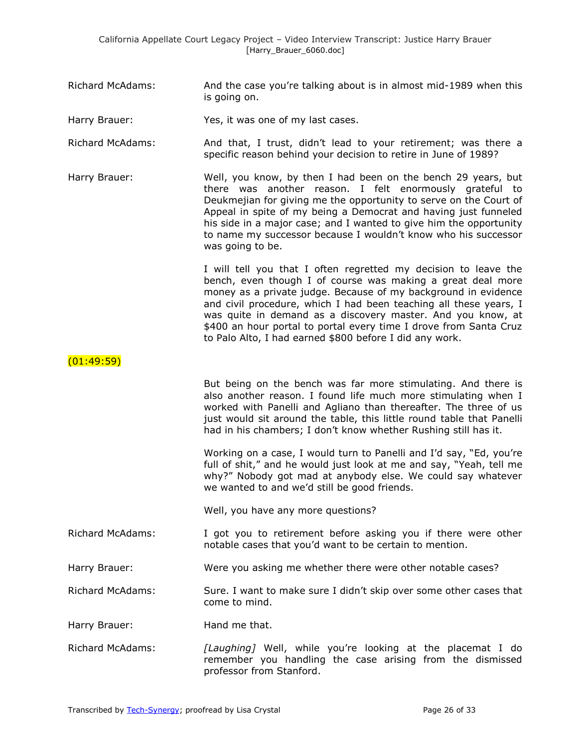Richard McAdams: And the case you're talking about is in almost mid-1989 when this is going on.

Harry Brauer: Yes, it was one of my last cases.

Richard McAdams: And that, I trust, didn't lead to your retirement; was there a specific reason behind your decision to retire in June of 1989?

Harry Brauer: Well, you know, by then I had been on the bench 29 years, but there was another reason. I felt enormously grateful to Deukmejian for giving me the opportunity to serve on the Court of Appeal in spite of my being a Democrat and having just funneled his side in a major case; and I wanted to give him the opportunity to name my successor because I wouldn't know who his successor was going to be.

I will tell you that I often regretted my decision to leave the bench, even though I of course was making a great deal more money as a private judge. Because of my background in evidence and civil procedure, which I had been teaching all these years, I was quite in demand as a discovery master. And you know, at $400 an hour portal to portal every time I drove from Santa Cruz to Palo Alto, I had earned $800 before I did any work.

(01:49:59)

But being on the bench was far more stimulating. And there is also another reason. I found life much more stimulating when I worked with Panelli and Agliano than thereafter. The three of us just would sit around the table, this little round table that Panelli had in his chambers; I don't know whether Rushing still has it.

Working on a case, I would turn to Panelli and I'd say, "Ed, you're full of shit," and he would just look at me and say, "Yeah, tell me why?" Nobody got mad at anybody else. We could say whatever we wanted to and we'd still be good friends.

Well, you have any more questions?

Richard McAdams: I got you to retirement before asking you if there were other notable cases that you'd want to be certain to mention.

Harry Brauer: Were you asking me whether there were other notable cases?

Richard McAdams: Sure. I want to make sure I didn't skip over some other cases that come to mind.

Harry Brauer: Hand me that.

Richard McAdams: *[Laughing]* Well, while you're looking at the placemat I do remember you handling the case arising from the dismissed professor from Stanford.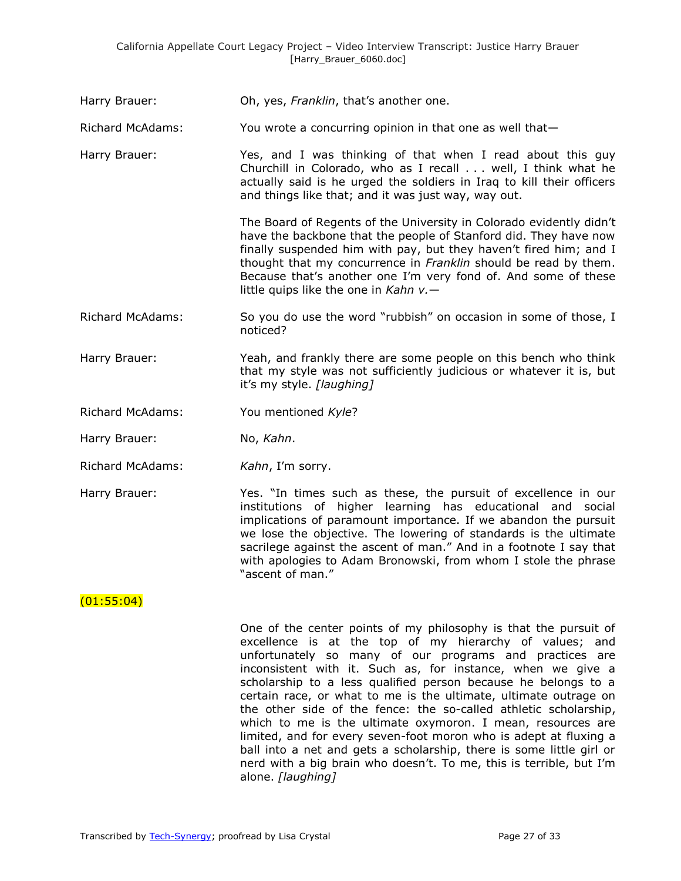Harry Brauer: Oh, yes, *Franklin*, that's another one.

Richard McAdams: You wrote a concurring opinion in that one as well that—

Harry Brauer: Yes, and I was thinking of that when I read about this guy Churchill in Colorado, who as I recall . . . well, I think what he actually said is he urged the soldiers in Iraq to kill their officers and things like that; and it was just way, way out.

The Board of Regents of the University in Colorado evidently didn't have the backbone that the people of Stanford did. They have now finally suspended him with pay, but they haven't fired him; and I thought that my concurrence in *Franklin* should be read by them. Because that's another one I'm very fond of. And some of these little quips like the one in *Kahn v.*—

Richard McAdams: So you do use the word "rubbish" on occasion in some of those, I noticed?

Harry Brauer: Yeah, and frankly there are some people on this bench who think that my style was not sufficiently judicious or whatever it is, but it's my style. *[laughing]*

Richard McAdams: You mentioned *Kyle*?

Harry Brauer: No, *Kahn*.

Richard McAdams: *Kahn*, I'm sorry.

Harry Brauer: Yes. "In times such as these, the pursuit of excellence in our institutions of higher learning has educational and social implications of paramount importance. If we abandon the pursuit we lose the objective. The lowering of standards is the ultimate sacrilege against the ascent of man." And in a footnote I say that with apologies to Adam Bronowski, from whom I stole the phrase "ascent of man."

(01:55:04)

One of the center points of my philosophy is that the pursuit of excellence is at the top of my hierarchy of values; and unfortunately so many of our programs and practices are inconsistent with it. Such as, for instance, when we give a scholarship to a less qualified person because he belongs to a certain race, or what to me is the ultimate, ultimate outrage on the other side of the fence: the so-called athletic scholarship, which to me is the ultimate oxymoron. I mean, resources are limited, and for every seven-foot moron who is adept at fluxing a ball into a net and gets a scholarship, there is some little girl or nerd with a big brain who doesn't. To me, this is terrible, but I'm alone. *[laughing]*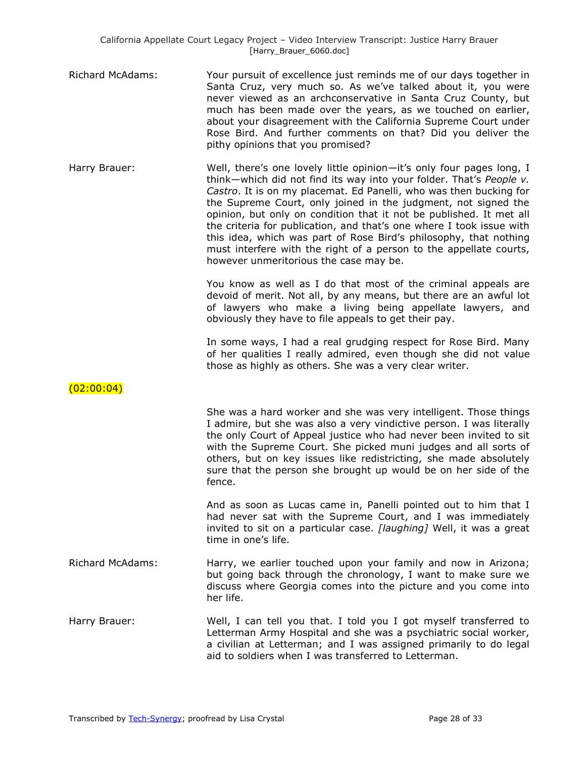Richard McAdams: Your pursuit of excellence just reminds me of our days together in Santa Cruz, very much so. As we've talked about it, you were never viewed as an archconservative in Santa Cruz County, but much has been made over the years, as we touched on earlier, about your disagreement with the California Supreme Court under Rose Bird. And further comments on that? Did you deliver the pithy opinions that you promised?

Harry Brauer: Well, there's one lovely little opinion—it's only four pages long, I think—which did not find its way into your folder. That's *People v. Castro*. It is on my placemat. Ed Panelli, who was then bucking for the Supreme Court, only joined in the judgment, not signed the opinion, but only on condition that it not be published. It met all the criteria for publication, and that's one where I took issue with this idea, which was part of Rose Bird's philosophy, that nothing must interfere with the right of a person to the appellate courts, however unmeritorious the case may be.

You know as well as I do that most of the criminal appeals are devoid of merit. Not all, by any means, but there are an awful lot of lawyers who make a living being appellate lawyers, and obviously they have to file appeals to get their pay.

In some ways, I had a real grudging respect for Rose Bird. Many of her qualities I really admired, even though she did not value those as highly as others. She was a very clear writer.

(02:00:04)

She was a hard worker and she was very intelligent. Those things I admire, but she was also a very vindictive person. I was literally the only Court of Appeal justice who had never been invited to sit with the Supreme Court. She picked muni judges and all sorts of others, but on key issues like redistricting, she made absolutely sure that the person she brought up would be on her side of the fence.

And as soon as Lucas came in, Panelli pointed out to him that I had never sat with the Supreme Court, and I was immediately invited to sit on a particular case. *[laughing]* Well, it was a great time in one's life.

Richard McAdams: Harry, we earlier touched upon your family and now in Arizona; but going back through the chronology, I want to make sure we discuss where Georgia comes into the picture and you come into her life.

Harry Brauer: Well, I can tell you that. I told you I got myself transferred to Letterman Army Hospital and she was a psychiatric social worker, a civilian at Letterman; and I was assigned primarily to do legal aid to soldiers when I was transferred to Letterman.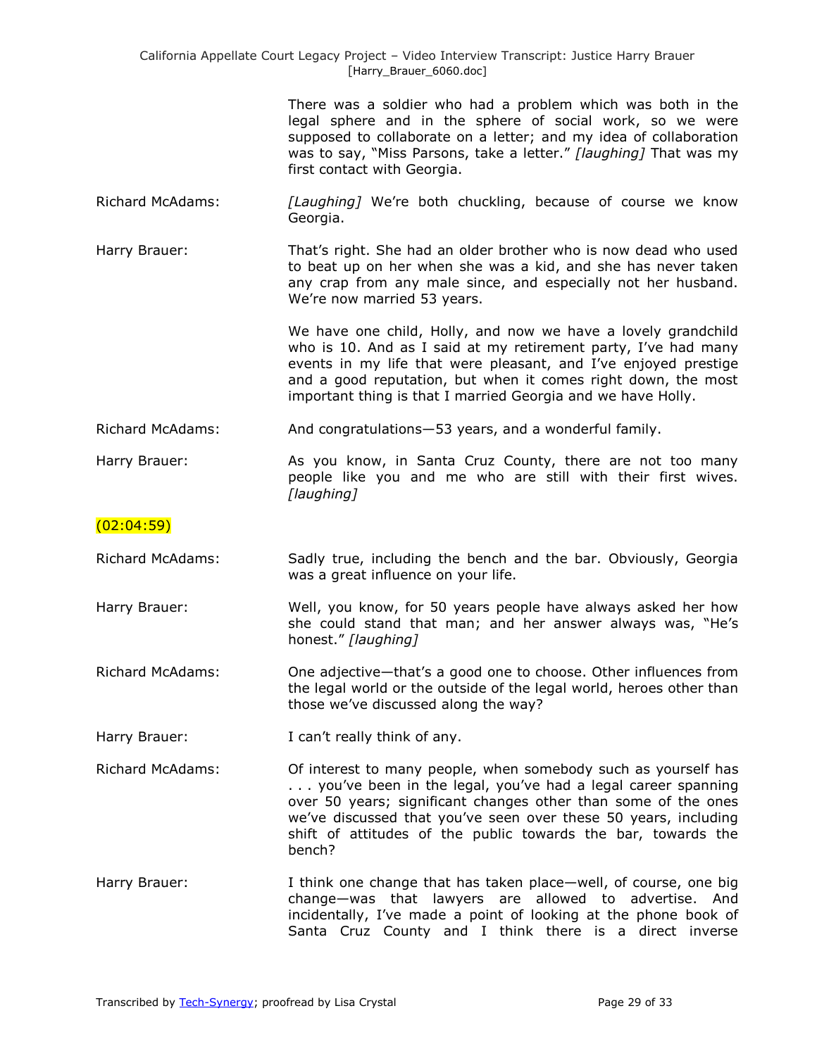There was a soldier who had a problem which was both in the legal sphere and in the sphere of social work, so we were supposed to collaborate on a letter; and my idea of collaboration was to say, "Miss Parsons, take a letter." *[laughing]* That was my first contact with Georgia.

Richard McAdams: *[Laughing]* We're both chuckling, because of course we know Georgia.

Harry Brauer: That's right. She had an older brother who is now dead who used to beat up on her when she was a kid, and she has never taken any crap from any male since, and especially not her husband. We're now married 53 years.

We have one child, Holly, and now we have a lovely grandchild who is 10. And as I said at my retirement party, I've had many events in my life that were pleasant, and I've enjoyed prestige and a good reputation, but when it comes right down, the most important thing is that I married Georgia and we have Holly.

Richard McAdams: And congratulations—53 years, and a wonderful family.

Harry Brauer: As you know, in Santa Cruz County, there are not too many people like you and me who are still with their first wives. *[laughing]*

(02:04:59)

Richard McAdams: Sadly true, including the bench and the bar. Obviously, Georgia was a great influence on your life.

Harry Brauer: Well, you know, for 50 years people have always asked her how she could stand that man; and her answer always was, "He's honest." *[laughing]*

Richard McAdams: One adjective—that's a good one to choose. Other influences from the legal world or the outside of the legal world, heroes other than those we've discussed along the way?

Harry Brauer: I can't really think of any.

Richard McAdams: Of interest to many people, when somebody such as yourself has . . . you've been in the legal, you've had a legal career spanning over 50 years; significant changes other than some of the ones we've discussed that you've seen over these 50 years, including shift of attitudes of the public towards the bar, towards the bench?

Harry Brauer: I think one change that has taken place—well, of course, one big change—was that lawyers are allowed to advertise. And incidentally, I've made a point of looking at the phone book of Santa Cruz County and I think there is a direct inverse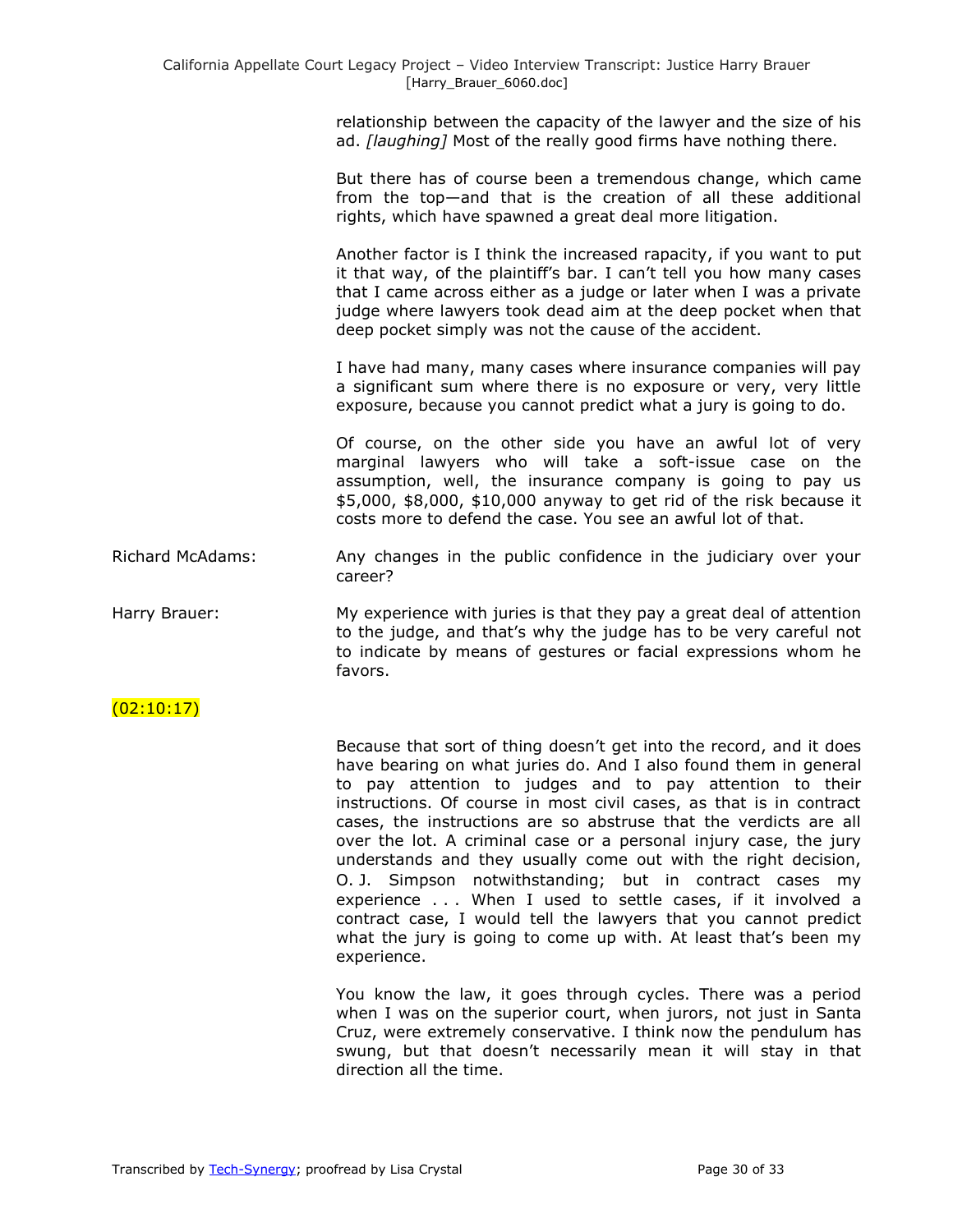relationship between the capacity of the lawyer and the size of his ad. *[laughing]* Most of the really good firms have nothing there.

But there has of course been a tremendous change, which came from the top—and that is the creation of all these additional rights, which have spawned a great deal more litigation.

Another factor is I think the increased rapacity, if you want to put it that way, of the plaintiff's bar. I can't tell you how many cases that I came across either as a judge or later when I was a private judge where lawyers took dead aim at the deep pocket when that deep pocket simply was not the cause of the accident.

I have had many, many cases where insurance companies will pay a significant sum where there is no exposure or very, very little exposure, because you cannot predict what a jury is going to do.

Of course, on the other side you have an awful lot of very marginal lawyers who will take a soft-issue case on the assumption, well, the insurance company is going to pay us $5,000, $8,000, $10,000 anyway to get rid of the risk because it costs more to defend the case. You see an awful lot of that.

Richard McAdams: Any changes in the public confidence in the judiciary over your career?

Harry Brauer: My experience with juries is that they pay a great deal of attention to the judge, and that's why the judge has to be very careful not to indicate by means of gestures or facial expressions whom he favors.

(02:10:17)

Because that sort of thing doesn't get into the record, and it does have bearing on what juries do. And I also found them in general to pay attention to judges and to pay attention to their instructions. Of course in most civil cases, as that is in contract cases, the instructions are so abstruse that the verdicts are all over the lot. A criminal case or a personal injury case, the jury understands and they usually come out with the right decision, O. J. Simpson notwithstanding; but in contract cases my experience . . . When I used to settle cases, if it involved a contract case, I would tell the lawyers that you cannot predict what the jury is going to come up with. At least that's been my experience.

You know the law, it goes through cycles. There was a period when I was on the superior court, when jurors, not just in Santa Cruz, were extremely conservative. I think now the pendulum has swung, but that doesn't necessarily mean it will stay in that direction all the time.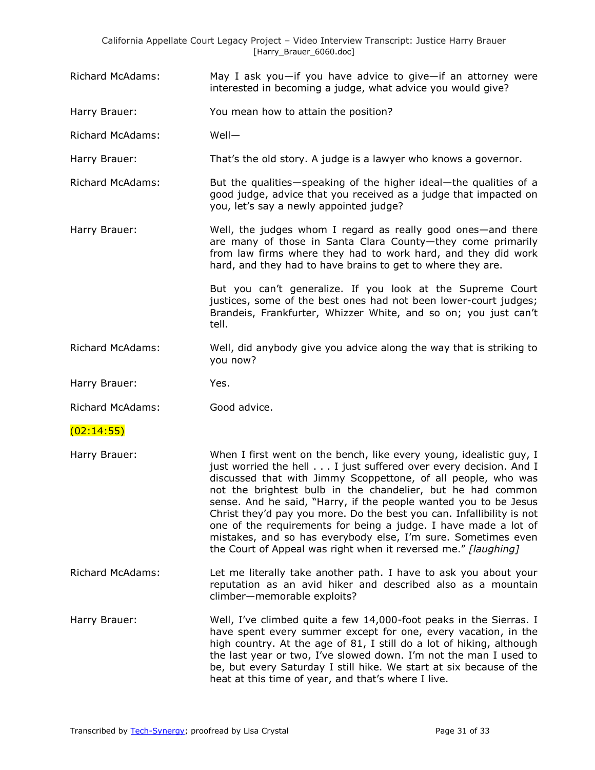Richard McAdams: May I ask you—if you have advice to give—if an attorney were interested in becoming a judge, what advice you would give?

Harry Brauer: You mean how to attain the position?

Richard McAdams: Well—

Harry Brauer: That's the old story. A judge is a lawyer who knows a governor.

Richard McAdams: But the qualities—speaking of the higher ideal—the qualities of a good judge, advice that you received as a judge that impacted on you, let's say a newly appointed judge?

Harry Brauer: Well, the judges whom I regard as really good ones—and there are many of those in Santa Clara County—they come primarily from law firms where they had to work hard, and they did work hard, and they had to have brains to get to where they are.

But you can't generalize. If you look at the Supreme Court justices, some of the best ones had not been lower-court judges; Brandeis, Frankfurter, Whizzer White, and so on; you just can't tell.

Richard McAdams: Well, did anybody give you advice along the way that is striking to you now?

Harry Brauer: Yes.

Richard McAdams: Good advice.

(02:14:55)

Harry Brauer: When I first went on the bench, like every young, idealistic guy, I just worried the hell . . . I just suffered over every decision. And I discussed that with Jimmy Scoppettone, of all people, who was not the brightest bulb in the chandelier, but he had common sense. And he said, "Harry, if the people wanted you to be Jesus Christ they'd pay you more. Do the best you can. Infallibility is not one of the requirements for being a judge. I have made a lot of mistakes, and so has everybody else, I'm sure. Sometimes even the Court of Appeal was right when it reversed me." *[laughing]*

Richard McAdams: Let me literally take another path. I have to ask you about your reputation as an avid hiker and described also as a mountain climber—memorable exploits?

Harry Brauer: Well, I've climbed quite a few 14,000-foot peaks in the Sierras. I have spent every summer except for one, every vacation, in the high country. At the age of 81, I still do a lot of hiking, although the last year or two, I've slowed down. I'm not the man I used to be, but every Saturday I still hike. We start at six because of the heat at this time of year, and that's where I live.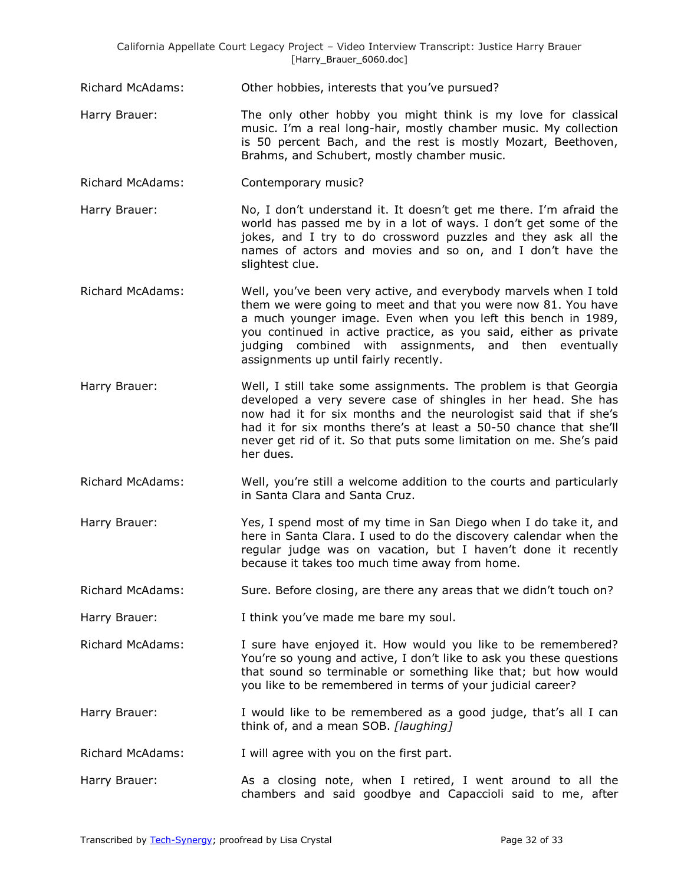Richard McAdams: Other hobbies, interests that you've pursued?

Harry Brauer: The only other hobby you might think is my love for classical music. I'm a real long-hair, mostly chamber music. My collection is 50 percent Bach, and the rest is mostly Mozart, Beethoven, Brahms, and Schubert, mostly chamber music.

Richard McAdams: Contemporary music?

Harry Brauer: No, I don't understand it. It doesn't get me there. I'm afraid the world has passed me by in a lot of ways. I don't get some of the jokes, and I try to do crossword puzzles and they ask all the names of actors and movies and so on, and I don't have the slightest clue.

Richard McAdams: Well, you've been very active, and everybody marvels when I told them we were going to meet and that you were now 81. You have a much younger image. Even when you left this bench in 1989, you continued in active practice, as you said, either as private judging combined with assignments, and then eventually assignments up until fairly recently.

Harry Brauer: Well, I still take some assignments. The problem is that Georgia developed a very severe case of shingles in her head. She has now had it for six months and the neurologist said that if she's had it for six months there's at least a 50-50 chance that she'll never get rid of it. So that puts some limitation on me. She's paid her dues.

Richard McAdams: Well, you're still a welcome addition to the courts and particularly in Santa Clara and Santa Cruz.

Harry Brauer: Yes, I spend most of my time in San Diego when I do take it, and here in Santa Clara. I used to do the discovery calendar when the regular judge was on vacation, but I haven't done it recently because it takes too much time away from home.

Richard McAdams: Sure. Before closing, are there any areas that we didn't touch on?

Harry Brauer: I think you've made me bare my soul.

Richard McAdams: I sure have enjoyed it. How would you like to be remembered? You're so young and active, I don't like to ask you these questions that sound so terminable or something like that; but how would you like to be remembered in terms of your judicial career?

Harry Brauer: I would like to be remembered as a good judge, that's all I can think of, and a mean SOB. *[laughing]*

Richard McAdams: I will agree with you on the first part.

Harry Brauer: As a closing note, when I retired, I went around to all the chambers and said goodbye and Capaccioli said to me, after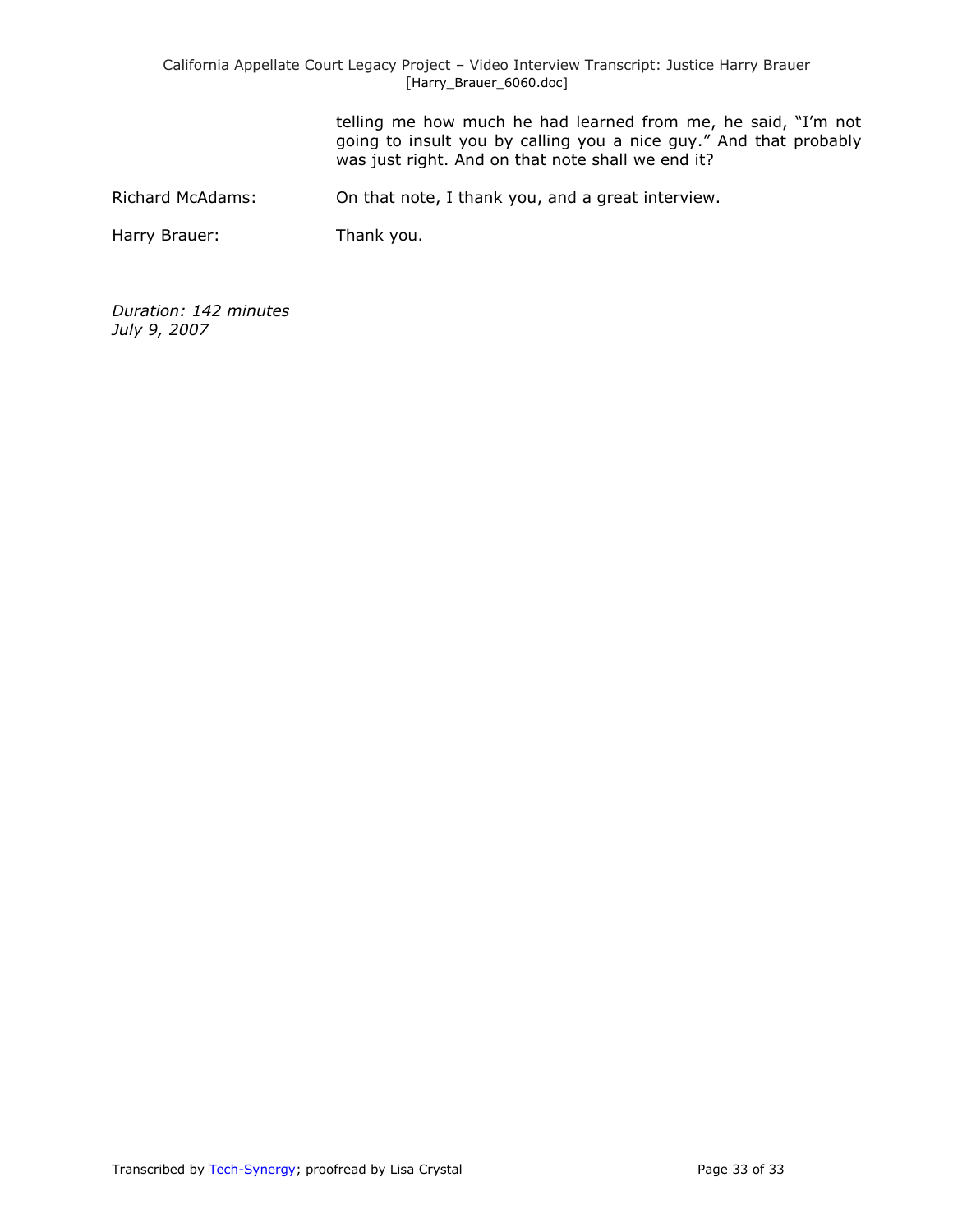telling me how much he had learned from me, he said, "I'm not going to insult you by calling you a nice guy." And that probably was just right. And on that note shall we end it?

Richard McAdams: On that note, I thank you, and a great interview.

Harry Brauer: Thank you.

*Duration: 142 minutes*
*July 9, 2007*